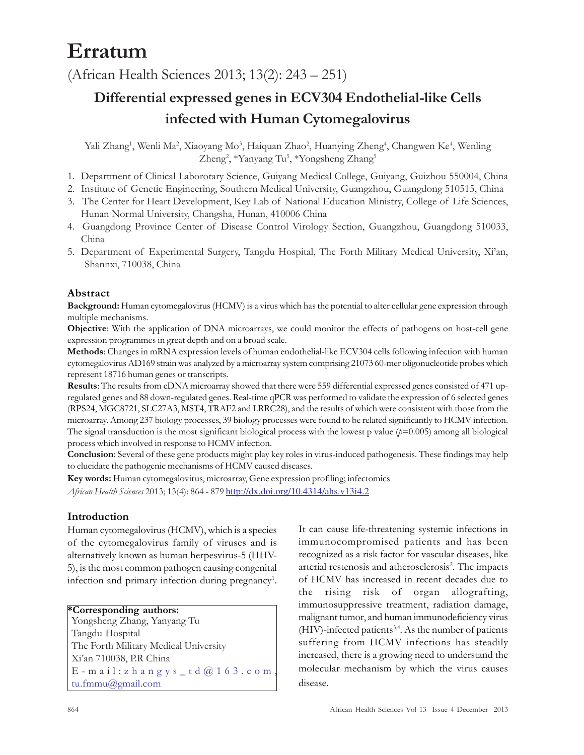# Erratum

(African Health Sciences 2013; 13(2): 243 – 251)

## Differential expressed genes in ECV304 Endothelial-like Cells infected with Human Cytomegalovirus

Yali Zhang[1], Wenli Ma[2], Xiaoyang Mo[3], Haiquan Zhao[2], Huanying Zheng[4], Changwen Ke[4], Wenling Zheng[2], *Yanyang Tu[5], *Yongsheng Zhang[5]

1. Department of Clinical Laborotary Science, Guiyang Medical College, Guiyang, Guizhou 550004, China
2. Institute of Genetic Engineering, Southern Medical University, Guangzhou, Guangdong 510515, China
3. The Center for Heart Development, Key Lab of National Education Ministry, College of Life Sciences, Hunan Normal University, Changsha, Hunan, 410006 China
4. Guangdong Province Center of Disease Control Virology Section, Guangzhou, Guangdong 510033, China
5. Department of Experimental Surgery, Tangdu Hospital, The Forth Military Medical University, Xi'an, Shannxi, 710038, China

### Abstract

**Background:** Human cytomegalovirus (HCMV) is a virus which has the potential to alter cellular gene expression through multiple mechanisms.

**Objective**: With the application of DNA microarrays, we could monitor the effects of pathogens on host-cell gene expression programmes in great depth and on a broad scale.

**Methods**: Changes in mRNA expression levels of human endothelial-like ECV304 cells following infection with human cytomegalovirus AD169 strain was analyzed by a microarray system comprising 21073 60-mer oligonucleotide probes which represent 18716 human genes or transcripts.

**Results**: The results from cDNA microarray showed that there were 559 differential expressed genes consisted of 471 up-regulated genes and 88 down-regulated genes. Real-time qPCR was performed to validate the expression of 6 selected genes (RPS24, MGC8721, SLC27A3, MST4, TRAF2 and LRRC28), and the results of which were consistent with those from the microarray. Among 237 biology processes, 39 biology processes were found to be related significantly to HCMV-infection. The signal transduction is the most significant biological process with the lowest p value ($p$=0.005) among all biological process which involved in response to HCMV infection.

**Conclusion**: Several of these gene products might play key roles in virus-induced pathogenesis. These findings may help to elucidate the pathogenic mechanisms of HCMV caused diseases.

**Key words:** Human cytomegalovirus, microarray, Gene expression profiling; infectomics

*African Health Sciences* 2013; 13(4): 864 - 879 http://dx.doi.org/10.4314/ahs.v13i4.2

### Introduction

Human cytomegalovirus (HCMV), which is a species of the cytomegalovirus family of viruses and is alternatively known as human herpesvirus-5 (HHV-5), is the most common pathogen causing congenital infection and primary infection during pregnancy[1]. It can cause life-threatening systemic infections in immunocompromised patients and has been recognized as a risk factor for vascular diseases, like arterial restenosis and atherosclerosis[2]. The impacts of HCMV has increased in recent decades due to the rising risk of organ allografting, immunosuppressive treatment, radiation damage, malignant tumor, and human immunodeficiency virus (HIV)-infected patients[3,4]. As the number of patients suffering from HCMV infections has steadily increased, there is a growing need to understand the molecular mechanism by which the virus causes disease.

**\*Corresponding authors:**
Yongsheng Zhang, Yanyang Tu
Tangdu Hospital
The Forth Military Medical University
Xi'an 710038, P.R China
E-mail: zhangys_td@163.com, tu.fmmu@gmail.com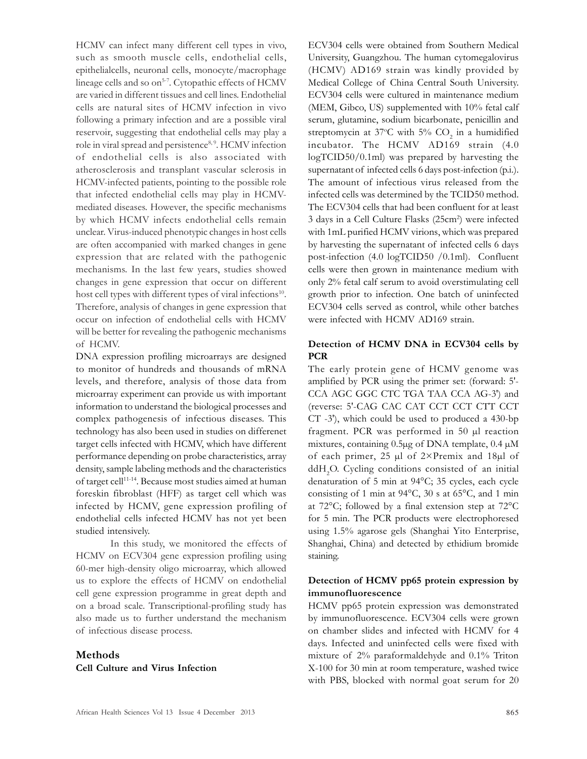HCMV can infect many different cell types in vivo, such as smooth muscle cells, endothelial cells, epithelialcells, neuronal cells, monocyte/macrophage lineage cells and so on[5-7]. Cytopathic effects of HCMV are varied in different tissues and cell lines. Endothelial cells are natural sites of HCMV infection in vivo following a primary infection and are a possible viral reservoir, suggesting that endothelial cells may play a role in viral spread and persistence[8, 9]. HCMV infection of endothelial cells is also associated with atherosclerosis and transplant vascular sclerosis in HCMV-infected patients, pointing to the possible role that infected endothelial cells may play in HCMV-mediated diseases. However, the specific mechanisms by which HCMV infects endothelial cells remain unclear. Virus-induced phenotypic changes in host cells are often accompanied with marked changes in gene expression that are related with the pathogenic mechanisms. In the last few years, studies showed changes in gene expression that occur on different host cell types with different types of viral infections[10]. Therefore, analysis of changes in gene expression that occur on infection of endothelial cells with HCMV will be better for revealing the pathogenic mechanisms of HCMV.

DNA expression profiling microarrays are designed to monitor of hundreds and thousands of mRNA levels, and therefore, analysis of those data from microarray experiment can provide us with important information to understand the biological processes and complex pathogenesis of infectious diseases. This technology has also been used in studies on differenet target cells infected with HCMV, which have different performance depending on probe characteristics, array density, sample labeling methods and the characteristics of target cell[11-14]. Because most studies aimed at human foreskin fibroblast (HFF) as target cell which was infected by HCMV, gene expression profiling of endothelial cells infected HCMV has not yet been studied intensively.

In this study, we monitored the effects of HCMV on ECV304 gene expression profiling using 60-mer high-density oligo microarray, which allowed us to explore the effects of HCMV on endothelial cell gene expression programme in great depth and on a broad scale. Transcriptional-profiling study has also made us to further understand the mechanism of infectious disease process.

## Methods

### Cell Culture and Virus Infection

ECV304 cells were obtained from Southern Medical University, Guangzhou. The human cytomegalovirus (HCMV) AD169 strain was kindly provided by Medical College of China Central South University. ECV304 cells were cultured in maintenance medium (MEM, Gibco, US) supplemented with 10% fetal calf serum, glutamine, sodium bicarbonate, penicillin and streptomycin at 37°C with 5% $CO_2$ in a humidified incubator. The HCMV AD169 strain (4.0 logTCID50/0.1ml) was prepared by harvesting the supernatant of infected cells 6 days post-infection (p.i.). The amount of infectious virus released from the infected cells was determined by the TCID50 method. The ECV304 cells that had been confluent for at least 3 days in a Cell Culture Flasks (25cm$^2$) were infected with 1mL purified HCMV virions, which was prepared by harvesting the supernatant of infected cells 6 days post-infection (4.0 logTCID50 /0.1ml). Confluent cells were then grown in maintenance medium with only 2% fetal calf serum to avoid overstimulating cell growth prior to infection. One batch of uninfected ECV304 cells served as control, while other batches were infected with HCMV AD169 strain.

### Detection of HCMV DNA in ECV304 cells by PCR

The early protein gene of HCMV genome was amplified by PCR using the primer set: (forward: 5'-CCA AGC GGC CTC TGA TAA CCA AG-3') and (reverse: 5'-CAG CAC CAT CCT CCT CTT CCT CT -3'), which could be used to produced a 430-bp fragment. PCR was performed in 50 μl reaction mixtures, containing 0.5μg of DNA template, 0.4 μM of each primer, 25 μl of 2×Premix and 18μl of $ddH_2O$. Cycling conditions consisted of an initial denaturation of 5 min at 94°C; 35 cycles, each cycle consisting of 1 min at 94°C, 30 s at 65°C, and 1 min at 72°C; followed by a final extension step at 72°C for 5 min. The PCR products were electrophoresed using 1.5% agarose gels (Shanghai Yito Enterprise, Shanghai, China) and detected by ethidium bromide staining.

### Detection of HCMV pp65 protein expression by immunofluorescence

HCMV pp65 protein expression was demonstrated by immunofluorescence. ECV304 cells were grown on chamber slides and infected with HCMV for 4 days. Infected and uninfected cells were fixed with mixture of 2% paraformaldehyde and 0.1% Triton X-100 for 30 min at room temperature, washed twice with PBS, blocked with normal goat serum for 20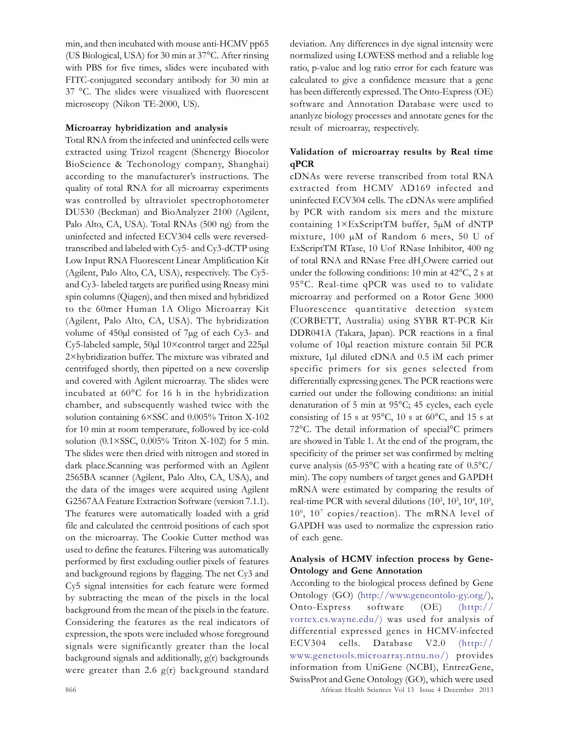min, and then incubated with mouse anti-HCMV pp65 (US Biological, USA) for 30 min at 37°C. After rinsing with PBS for five times, slides were incubated with FITC-conjugated secondary antibody for 30 min at 37 °C. The slides were visualized with fluorescent microscopy (Nikon TE-2000, US).

**Microarray hybridization and analysis**

Total RNA from the infected and uninfected cells were extracted using Trizol reagent (Shenergy Biocolor BioScience & Techonology company, Shanghai) according to the manufacturer's instructions. The quality of total RNA for all microarray experiments was controlled by ultraviolet spectrophotometer DU530 (Beckman) and BioAnalyzer 2100 (Agilent, Palo Alto, CA, USA). Total RNAs (500 ng) from the uninfected and infected ECV304 cells were reversed-transcribed and labeled with Cy5- and Cy3-dCTP using Low Input RNA Fluorescent Linear Amplification Kit (Agilent, Palo Alto, CA, USA), respectively. The Cy5- and Cy3- labeled targets are purified using Rneasy mini spin columns (Qiagen), and then mixed and hybridized to the 60mer Human 1A Oligo Microarray Kit (Agilent, Palo Alto, CA, USA). The hybridization volume of 450μl consisted of 7μg of each Cy3- and Cy5-labeled sample, 50μl 10×control target and 225μl 2×hybridization buffer. The mixture was vibrated and centrifuged shortly, then pipetted on a new coverslip and covered with Agilent microarray. The slides were incubated at 60°C for 16 h in the hybridization chamber, and subsequently washed twice with the solution containing 6×SSC and 0.005% Triton X-102 for 10 min at room temperature, followed by ice-cold solution (0.1×SSC, 0.005% Triton X-102) for 5 min. The slides were then dried with nitrogen and stored in dark place.Scanning was performed with an Agilent 2565BA scanner (Agilent, Palo Alto, CA, USA), and the data of the images were acquired using Agilent G2567AA Feature Extraction Software (version 7.1.1). The features were automatically loaded with a grid file and calculated the centroid positions of each spot on the microarray. The Cookie Cutter method was used to define the features. Filtering was automatically performed by first excluding outlier pixels of features and background regions by flagging. The net Cy3 and Cy5 signal intensities for each feature were formed by subtracting the mean of the pixels in the local background from the mean of the pixels in the feature. Considering the features as the real indicators of expression, the spots were included whose foreground signals were significantly greater than the local background signals and additionally, g(r) backgrounds were greater than 2.6 g(r) background standard deviation. Any differences in dye signal intensity were normalized using LOWESS method and a reliable log ratio, p-value and log ratio error for each feature was calculated to give a confidence measure that a gene has been differently expressed. The Onto-Express (OE) software and Annotation Database were used to ananlyze biology processes and annotate genes for the result of microarray, respectively.

**Validation of microarray results by Real time qPCR**

cDNAs were reverse transcribed from total RNA extracted from HCMV AD169 infected and uninfected ECV304 cells. The cDNAs were amplified by PCR with random six mers and the mixture containing 1×ExScriptTM buffer, 5μM of dNTP mixture, 100 μM of Random 6 mers, 50 U of ExScriptTM RTase, 10 Uof RNase Inhibitor, 400 ng of total RNA and RNase Free $dH_2O$were carried out under the following conditions: 10 min at 42°C, 2 s at 95°C. Real-time qPCR was used to to validate microarray and performed on a Rotor Gene 3000 Fluorescence quantitative detection system (CORBETT, Australia) using SYBR RT-PCR Kit DDR041A (Takara, Japan). PCR reactions in a final volume of 10μl reaction mixture contain 5ìl PCR mixture, 1μl diluted cDNA and 0.5 ìM each primer specific primers for six genes selected from differentially expressing genes. The PCR reactions were carried out under the following conditions: an initial denaturation of 5 min at 95°C; 45 cycles, each cycle consisting of 15 s at 95°C, 10 s at 60°C, and 15 s at 72°C. The detail information of special°C primers are showed in Table 1. At the end of the program, the specificity of the primer set was confirmed by melting curve analysis (65-95°C with a heating rate of 0.5°C/min). The copy numbers of target genes and GAPDH mRNA were estimated by comparing the results of real-time PCR with several dilutions ($10^2$, $10^3$, $10^4$, $10^5$, $10^6$, $10^7$ copies/reaction). The mRNA level of GAPDH was used to normalize the expression ratio of each gene.

**Analysis of HCMV infection process by Gene-Ontology and Gene Annotation**

According to the biological process defined by Gene Ontology (GO) (http://www.geneontolo-gy.org/), Onto-Express software (OE) (http://vortex.cs.wayne.edu/) was used for analysis of differential expressed genes in HCMV-infected ECV304 cells. Database V2.0 (http://www.genetools.microarray.ntnu.no/) provides information from UniGene (NCBI), EntrezGene, SwissProt and Gene Ontology (GO), which were used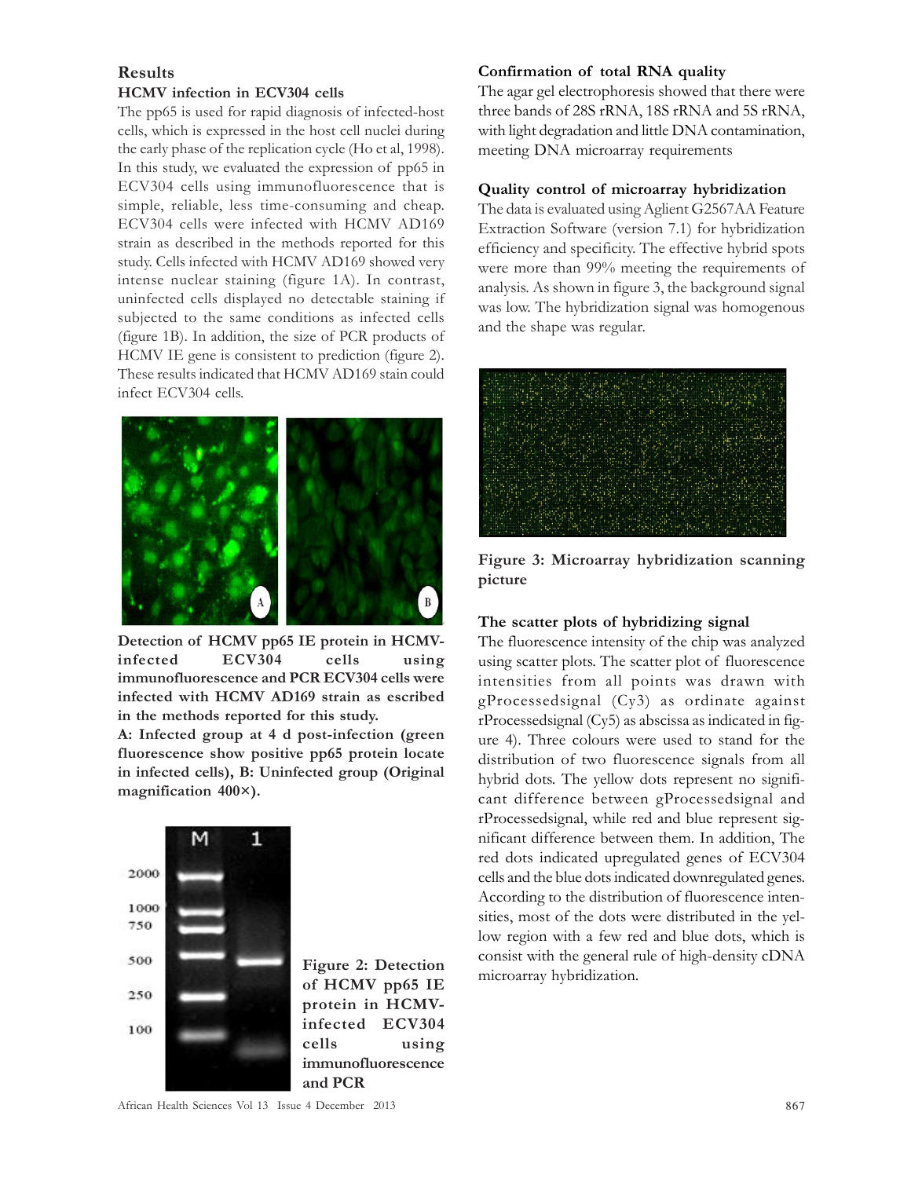## Results

### HCMV infection in ECV304 cells

The pp65 is used for rapid diagnosis of infected-host cells, which is expressed in the host cell nuclei during the early phase of the replication cycle (Ho et al, 1998). In this study, we evaluated the expression of pp65 in ECV304 cells using immunofluorescence that is simple, reliable, less time-consuming and cheap. ECV304 cells were infected with HCMV AD169 strain as described in the methods reported for this study. Cells infected with HCMV AD169 showed very intense nuclear staining (figure 1A). In contrast, uninfected cells displayed no detectable staining if subjected to the same conditions as infected cells (figure 1B). In addition, the size of PCR products of HCMV IE gene is consistent to prediction (figure 2). These results indicated that HCMV AD169 stain could infect ECV304 cells.

**Detection of HCMV pp65 IE protein in HCMV-infected ECV304 cells using immunofluorescence and PCR ECV304 cells were infected with HCMV AD169 strain as escribed in the methods reported for this study.**

**A: Infected group at 4 d post-infection (green fluorescence show positive pp65 protein locate in infected cells), B: Uninfected group (Original magnification 400×).**

**Figure 2: Detection of HCMV pp65 IE protein in HCMV-infected ECV304 cells using immunofluorescence and PCR**

### Confirmation of total RNA quality

The agar gel electrophoresis showed that there were three bands of 28S rRNA, 18S rRNA and 5S rRNA, with light degradation and little DNA contamination, meeting DNA microarray requirements

### Quality control of microarray hybridization

The data is evaluated using Aglient G2567AA Feature Extraction Software (version 7.1) for hybridization efficiency and specificity. The effective hybrid spots were more than 99% meeting the requirements of analysis. As shown in figure 3, the background signal was low. The hybridization signal was homogenous and the shape was regular.

**Figure 3: Microarray hybridization scanning picture**

### The scatter plots of hybridizing signal

The fluorescence intensity of the chip was analyzed using scatter plots. The scatter plot of fluorescence intensities from all points was drawn with gProcessedsignal (Cy3) as ordinate against rProcessedsignal (Cy5) as abscissa as indicated in figure 4). Three colours were used to stand for the distribution of two fluorescence signals from all hybrid dots. The yellow dots represent no significant difference between gProcessedsignal and rProcessedsignal, while red and blue represent significant difference between them. In addition, The red dots indicated upregulated genes of ECV304 cells and the blue dots indicated downregulated genes. According to the distribution of fluorescence intensities, most of the dots were distributed in the yellow region with a few red and blue dots, which is consist with the general rule of high-density cDNA microarray hybridization.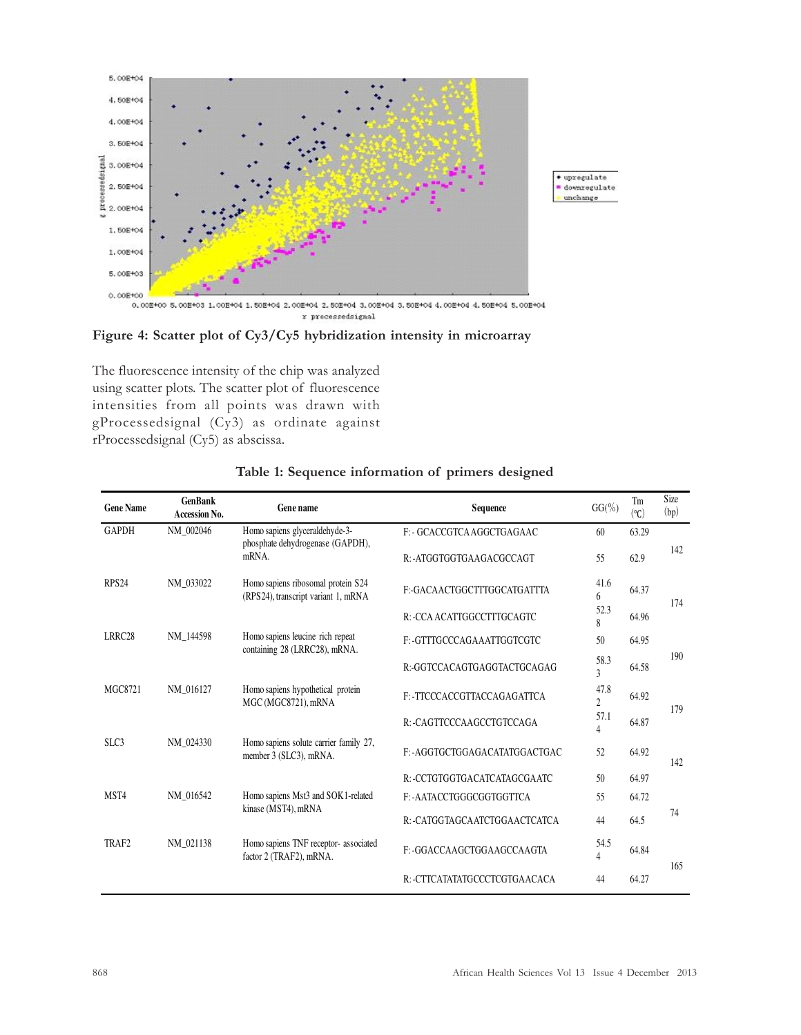**Figure 4: Scatter plot of Cy3/Cy5 hybridization intensity in microarray**

The fluorescence intensity of the chip was analyzed using scatter plots. The scatter plot of fluorescence intensities from all points was drawn with gProcessedsignal (Cy3) as ordinate against rProcessedsignal (Cy5) as abscissa.

**Table 1: Sequence information of primers designed**

| Gene Name | GenBank Accession No. | Gene name | Sequence | GG(%) | Tm (℃) | Size (bp) |
|---|---|---|---|---|---|---|
| GAPDH | NM_002046 | Homo sapiens glyceraldehyde-3-phosphate dehydrogenase (GAPDH), mRNA. | F: - GCACCGTCA AGGCTGAGAAC | 60 | 63.29 | 142 |
| | | | R: -ATGGTGGTGAAGACGCCAGT | 55 | 62.9 | |
| RPS24 | NM_033022 | Homo sapiens ribosomal protein S24 (RPS24), transcript variant 1, mRNA | F:-GACAACTGGCTTTGGCATGATTTA | 41.66 | 64.37 | 174 |
| | | | R: -CCA ACATTGGCCTTTGCAGTC | 52.38 | 64.96 | |
| LRRC28 | NM_144598 | Homo sapiens leucine rich repeat containing 28 (LRRC28), mRNA. | F: -GTTTGCCCAGAAATTGGTCGTC | 50 | 64.95 | 190 |
| | | | R:-GGTCCACAGTGAGGTACTGCAGAG | 58.33 | 64.58 | |
| MGC8721 | NM_016127 | Homo sapiens hypothetical protein MGC (MGC8721), mRNA | F: -TTCCCACCGTTACCAGAGATTCA | 47.82 | 64.92 | 179 |
| | | | R: -CAGTTCCCAAGCCTGTCCAGA | 57.14 | 64.87 | |
| SLC3 | NM_024330 | Homo sapiens solute carrier family 27, member 3 (SLC3), mRNA. | F: -AGGTGCTGGAGACATATGGACTGAC | 52 | 64.92 | 142 |
| | | | R: -CCTGTGGTGACATCATAGCGAATC | 50 | 64.97 | |
| MST4 | NM_016542 | Homo sapiens Mst3 and SOK1-related kinase (MST4), mRNA | F: -AATACCTGGGCGGTGGTTCA | 55 | 64.72 | 74 |
| | | | R: -CATGGTAGCAATCTGGAACTCATCA | 44 | 64.5 | |
| TRAF2 | NM_021138 | Homo sapiens TNF receptor- associated factor 2 (TRAF2), mRNA. | F: -GGACCAAGCTGGAAGCCAAGTA | 54.54 | 64.84 | 165 |
| | | | R: -CTTCATATATGCCCTCGTGAACACA | 44 | 64.27 | |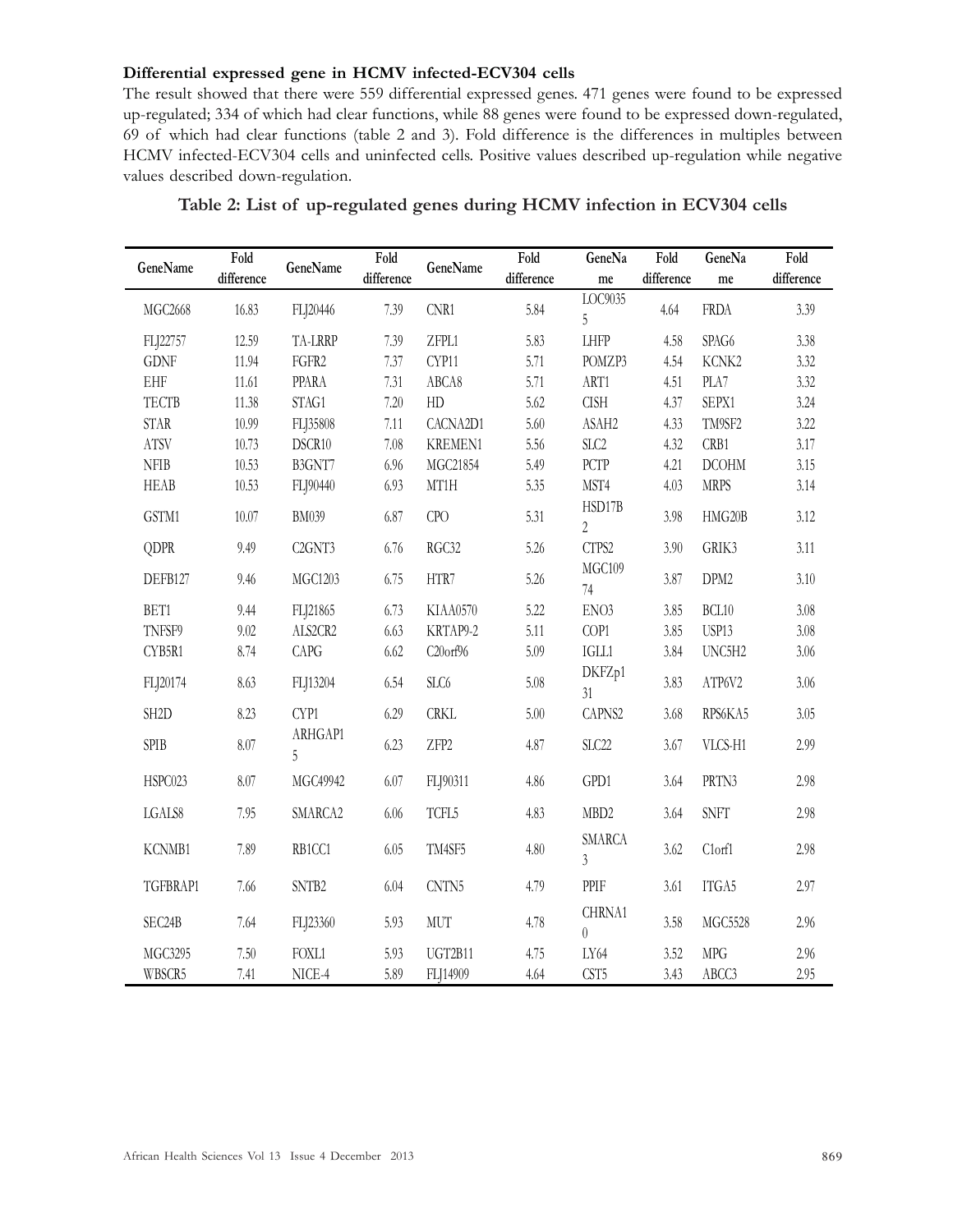**Differential expressed gene in HCMV infected-ECV304 cells**

The result showed that there were 559 differential expressed genes. 471 genes were found to be expressed up-regulated; 334 of which had clear functions, while 88 genes were found to be expressed down-regulated, 69 of which had clear functions (table 2 and 3). Fold difference is the differences in multiples between HCMV infected-ECV304 cells and uninfected cells. Positive values described up-regulation while negative values described down-regulation.

**Table 2: List of up-regulated genes during HCMV infection in ECV304 cells**

| GeneName | Fold difference | GeneName | Fold difference | GeneName | Fold difference | GeneName | Fold difference | GeneName | Fold difference |
|---|---|---|---|---|---|---|---|---|---|
| MGC2668 | 16.83 | FLJ20446 | 7.39 | CNR1 | 5.84 | LOC90355 | 4.64 | FRDA | 3.39 |
| FLJ22757 | 12.59 | TA-LRRP | 7.39 | ZFPL1 | 5.83 | LHFP | 4.58 | SPAG6 | 3.38 |
| GDNF | 11.94 | FGFR2 | 7.37 | CYP11 | 5.71 | POMZP3 | 4.54 | KCNK2 | 3.32 |
| EHF | 11.61 | PPARA | 7.31 | ABCA8 | 5.71 | ART1 | 4.51 | PLA7 | 3.32 |
| TECTB | 11.38 | STAG1 | 7.20 | HD | 5.62 | CISH | 4.37 | SEPX1 | 3.24 |
| STAR | 10.99 | FLJ35808 | 7.11 | CACNA2D1 | 5.60 | ASAH2 | 4.33 | TM9SF2 | 3.22 |
| ATSV | 10.73 | DSCR10 | 7.08 | KREMEN1 | 5.56 | SLC2 | 4.32 | CRB1 | 3.17 |
| NFIB | 10.53 | B3GNT7 | 6.96 | MGC21854 | 5.49 | PCTP | 4.21 | DCOHM | 3.15 |
| HEAB | 10.53 | FLJ90440 | 6.93 | MT1H | 5.35 | MST4 | 4.03 | MRPS | 3.14 |
| GSTM1 | 10.07 | BM039 | 6.87 | CPO | 5.31 | HSD17B2 | 3.98 | HMG20B | 3.12 |
| QDPR | 9.49 | C2GNT3 | 6.76 | RGC32 | 5.26 | CTPS2 | 3.90 | GRIK3 | 3.11 |
| DEFB127 | 9.46 | MGC1203 | 6.75 | HTR7 | 5.26 | MGC10974 | 3.87 | DPM2 | 3.10 |
| BET1 | 9.44 | FLJ21865 | 6.73 | KIAA0570 | 5.22 | ENO3 | 3.85 | BCL10 | 3.08 |
| TNFSF9 | 9.02 | ALS2CR2 | 6.63 | KRTAP9-2 | 5.11 | COP1 | 3.85 | USP13 | 3.08 |
| CYB5R1 | 8.74 | CAPG | 6.62 | C20orf96 | 5.09 | IGLL1 | 3.84 | UNC5H2 | 3.06 |
| FLJ20174 | 8.63 | FLJ13204 | 6.54 | SLC6 | 5.08 | DKFZp131 | 3.83 | ATP6V2 | 3.06 |
| SH2D | 8.23 | CYP1 | 6.29 | CRKL | 5.00 | CAPNS2 | 3.68 | RPS6KA5 | 3.05 |
| SPIB | 8.07 | ARHGAP15 | 6.23 | ZFP2 | 4.87 | SLC22 | 3.67 | VLCS-H1 | 2.99 |
| HSPC023 | 8.07 | MGC49942 | 6.07 | FLJ90311 | 4.86 | GPD1 | 3.64 | PRTN3 | 2.98 |
| LGALS8 | 7.95 | SMARCA2 | 6.06 | TCFL5 | 4.83 | MBD2 | 3.64 | SNFT | 2.98 |
| KCNMB1 | 7.89 | RB1CC1 | 6.05 | TM4SF5 | 4.80 | SMARCA3 | 3.62 | C1orf1 | 2.98 |
| TGFBRAP1 | 7.66 | SNTB2 | 6.04 | CNTN5 | 4.79 | PPIF | 3.61 | ITGA5 | 2.97 |
| SEC24B | 7.64 | FLJ23360 | 5.93 | MUT | 4.78 | CHRNA10 | 3.58 | MGC5528 | 2.96 |
| MGC3295 | 7.50 | FOXL1 | 5.93 | UGT2B11 | 4.75 | LY64 | 3.52 | MPG | 2.96 |
| WBSCR5 | 7.41 | NICE-4 | 5.89 | FLJ14909 | 4.64 | CST5 | 3.43 | ABCC3 | 2.95 |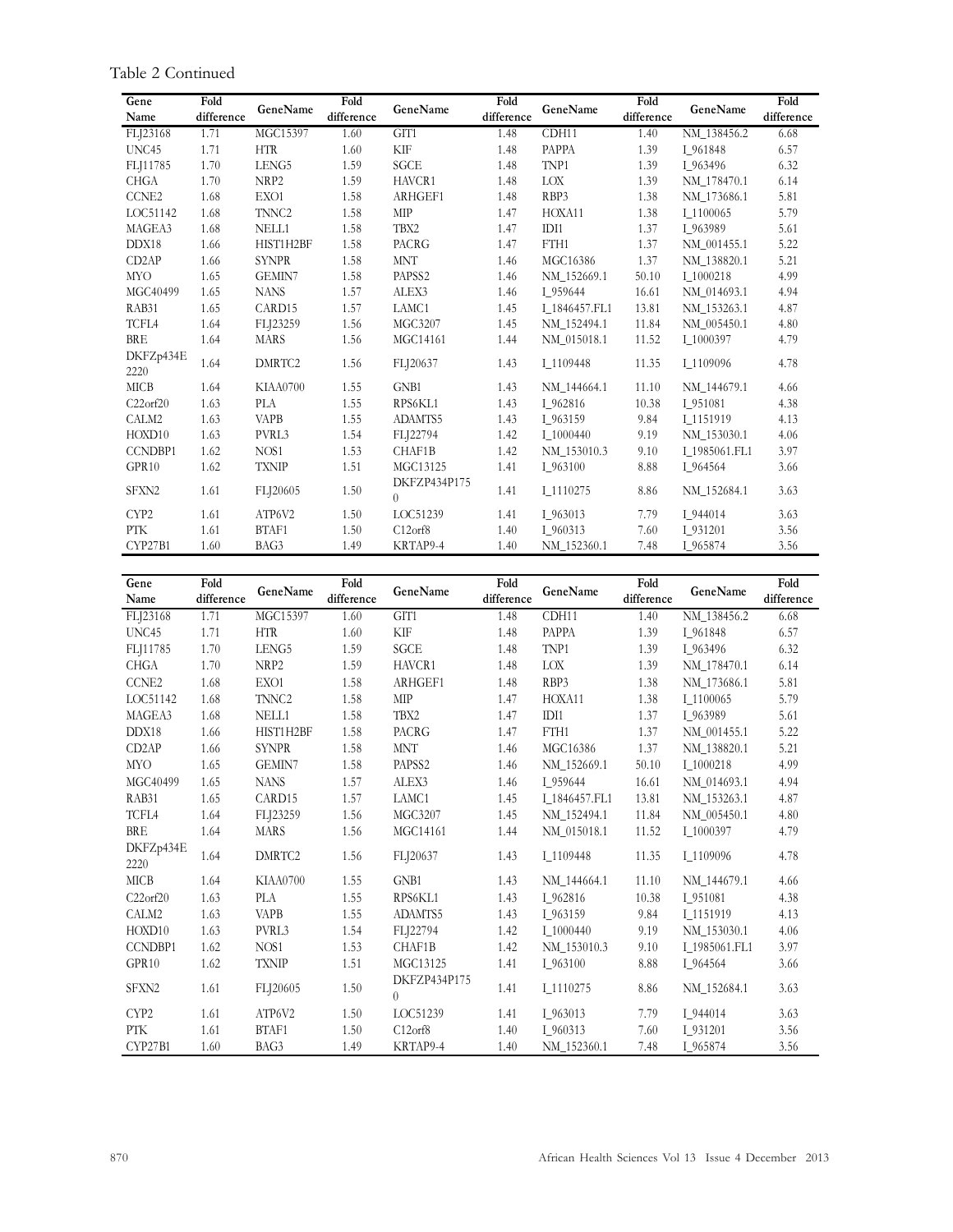Table 2 Continued

| Gene Name | Fold difference | GeneName | Fold difference | GeneName | Fold difference | GeneName | Fold difference | GeneName | Fold difference |
|---|---|---|---|---|---|---|---|---|---|
| FLJ23168 | 1.71 | MGC15397 | 1.60 | GIT1 | 1.48 | CDH11 | 1.40 | NM_138456.2 | 6.68 |
| UNC45 | 1.71 | HTR | 1.60 | KIF | 1.48 | PAPPA | 1.39 | I_961848 | 6.57 |
| FLJ11785 | 1.70 | LENG5 | 1.59 | SGCE | 1.48 | TNP1 | 1.39 | I_963496 | 6.32 |
| CHGA | 1.70 | NRP2 | 1.59 | HAVCR1 | 1.48 | LOX | 1.39 | NM_178470.1 | 6.14 |
| CCNE2 | 1.68 | EXO1 | 1.58 | ARHGEF1 | 1.48 | RBP3 | 1.38 | NM_173686.1 | 5.81 |
| LOC51142 | 1.68 | TNNC2 | 1.58 | MIP | 1.47 | HOXA11 | 1.38 | I_1100065 | 5.79 |
| MAGEA3 | 1.68 | NELL1 | 1.58 | TBX2 | 1.47 | IDI1 | 1.37 | I_963989 | 5.61 |
| DDX18 | 1.66 | HIST1H2BF | 1.58 | PACRG | 1.47 | FTH1 | 1.37 | NM_001455.1 | 5.22 |
| CD2AP | 1.66 | SYNPR | 1.58 | MNT | 1.46 | MGC16386 | 1.37 | NM_138820.1 | 5.21 |
| MYO | 1.65 | GEMIN7 | 1.58 | PAPSS2 | 1.46 | NM_152669.1 | 50.10 | I_1000218 | 4.99 |
| MGC40499 | 1.65 | NANS | 1.57 | ALEX3 | 1.46 | I_959644 | 16.61 | NM_014693.1 | 4.94 |
| RAB31 | 1.65 | CARD15 | 1.57 | LAMC1 | 1.45 | I_1846457.FL1 | 13.81 | NM_153263.1 | 4.87 |
| TCFL4 | 1.64 | FLJ23259 | 1.56 | MGC3207 | 1.45 | NM_152494.1 | 11.84 | NM_005450.1 | 4.80 |
| BRE | 1.64 | MARS | 1.56 | MGC14161 | 1.44 | NM_015018.1 | 11.52 | I_1000397 | 4.79 |
| DKFZp434E2220 | 1.64 | DMRTC2 | 1.56 | FLJ20637 | 1.43 | I_1109448 | 11.35 | I_1109096 | 4.78 |
| MICB | 1.64 | KIAA0700 | 1.55 | GNB1 | 1.43 | NM_144664.1 | 11.10 | NM_144679.1 | 4.66 |
| C22orf20 | 1.63 | PLA | 1.55 | RPS6KL1 | 1.43 | I_962816 | 10.38 | I_951081 | 4.38 |
| CALM2 | 1.63 | VAPB | 1.55 | ADAMTS5 | 1.43 | I_963159 | 9.84 | I_1151919 | 4.13 |
| HOXD10 | 1.63 | PVRL3 | 1.54 | FLJ22794 | 1.42 | I_1000440 | 9.19 | NM_153030.1 | 4.06 |
| CCNDBP1 | 1.62 | NOS1 | 1.53 | CHAF1B | 1.42 | NM_153010.3 | 9.10 | I_1985061.FL1 | 3.97 |
| GPR10 | 1.62 | TXNIP | 1.51 | MGC13125 | 1.41 | I_963100 | 8.88 | I_964564 | 3.66 |
| SFXN2 | 1.61 | FLJ20605 | 1.50 | DKFZP434P1750 | 1.41 | I_1110275 | 8.86 | NM_152684.1 | 3.63 |
| CYP2 | 1.61 | ATP6V2 | 1.50 | LOC51239 | 1.41 | I_963013 | 7.79 | I_944014 | 3.63 |
| PTK | 1.61 | BTAF1 | 1.50 | C12orf8 | 1.40 | I_960313 | 7.60 | I_931201 | 3.56 |
| CYP27B1 | 1.60 | BAG3 | 1.49 | KRTAP9-4 | 1.40 | NM_152360.1 | 7.48 | I_965874 | 3.56 |

| Gene Name | Fold difference | GeneName | Fold difference | GeneName | Fold difference | GeneName | Fold difference | GeneName | Fold difference |
|---|---|---|---|---|---|---|---|---|---|
| FLJ23168 | 1.71 | MGC15397 | 1.60 | GIT1 | 1.48 | CDH11 | 1.40 | NM_138456.2 | 6.68 |
| UNC45 | 1.71 | HTR | 1.60 | KIF | 1.48 | PAPPA | 1.39 | I_961848 | 6.57 |
| FLJ11785 | 1.70 | LENG5 | 1.59 | SGCE | 1.48 | TNP1 | 1.39 | I_963496 | 6.32 |
| CHGA | 1.70 | NRP2 | 1.59 | HAVCR1 | 1.48 | LOX | 1.39 | NM_178470.1 | 6.14 |
| CCNE2 | 1.68 | EXO1 | 1.58 | ARHGEF1 | 1.48 | RBP3 | 1.38 | NM_173686.1 | 5.81 |
| LOC51142 | 1.68 | TNNC2 | 1.58 | MIP | 1.47 | HOXA11 | 1.38 | I_1100065 | 5.79 |
| MAGEA3 | 1.68 | NELL1 | 1.58 | TBX2 | 1.47 | IDI1 | 1.37 | I_963989 | 5.61 |
| DDX18 | 1.66 | HIST1H2BF | 1.58 | PACRG | 1.47 | FTH1 | 1.37 | NM_001455.1 | 5.22 |
| CD2AP | 1.66 | SYNPR | 1.58 | MNT | 1.46 | MGC16386 | 1.37 | NM_138820.1 | 5.21 |
| MYO | 1.65 | GEMIN7 | 1.58 | PAPSS2 | 1.46 | NM_152669.1 | 50.10 | I_1000218 | 4.99 |
| MGC40499 | 1.65 | NANS | 1.57 | ALEX3 | 1.46 | I_959644 | 16.61 | NM_014693.1 | 4.94 |
| RAB31 | 1.65 | CARD15 | 1.57 | LAMC1 | 1.45 | I_1846457.FL1 | 13.81 | NM_153263.1 | 4.87 |
| TCFL4 | 1.64 | FLJ23259 | 1.56 | MGC3207 | 1.45 | NM_152494.1 | 11.84 | NM_005450.1 | 4.80 |
| BRE | 1.64 | MARS | 1.56 | MGC14161 | 1.44 | NM_015018.1 | 11.52 | I_1000397 | 4.79 |
| DKFZp434E2220 | 1.64 | DMRTC2 | 1.56 | FLJ20637 | 1.43 | I_1109448 | 11.35 | I_1109096 | 4.78 |
| MICB | 1.64 | KIAA0700 | 1.55 | GNB1 | 1.43 | NM_144664.1 | 11.10 | NM_144679.1 | 4.66 |
| C22orf20 | 1.63 | PLA | 1.55 | RPS6KL1 | 1.43 | I_962816 | 10.38 | I_951081 | 4.38 |
| CALM2 | 1.63 | VAPB | 1.55 | ADAMTS5 | 1.43 | I_963159 | 9.84 | I_1151919 | 4.13 |
| HOXD10 | 1.63 | PVRL3 | 1.54 | FLJ22794 | 1.42 | I_1000440 | 9.19 | NM_153030.1 | 4.06 |
| CCNDBP1 | 1.62 | NOS1 | 1.53 | CHAF1B | 1.42 | NM_153010.3 | 9.10 | I_1985061.FL1 | 3.97 |
| GPR10 | 1.62 | TXNIP | 1.51 | MGC13125 | 1.41 | I_963100 | 8.88 | I_964564 | 3.66 |
| SFXN2 | 1.61 | FLJ20605 | 1.50 | DKFZP434P1750 | 1.41 | I_1110275 | 8.86 | NM_152684.1 | 3.63 |
| CYP2 | 1.61 | ATP6V2 | 1.50 | LOC51239 | 1.41 | I_963013 | 7.79 | I_944014 | 3.63 |
| PTK | 1.61 | BTAF1 | 1.50 | C12orf8 | 1.40 | I_960313 | 7.60 | I_931201 | 3.56 |
| CYP27B1 | 1.60 | BAG3 | 1.49 | KRTAP9-4 | 1.40 | NM_152360.1 | 7.48 | I_965874 | 3.56 |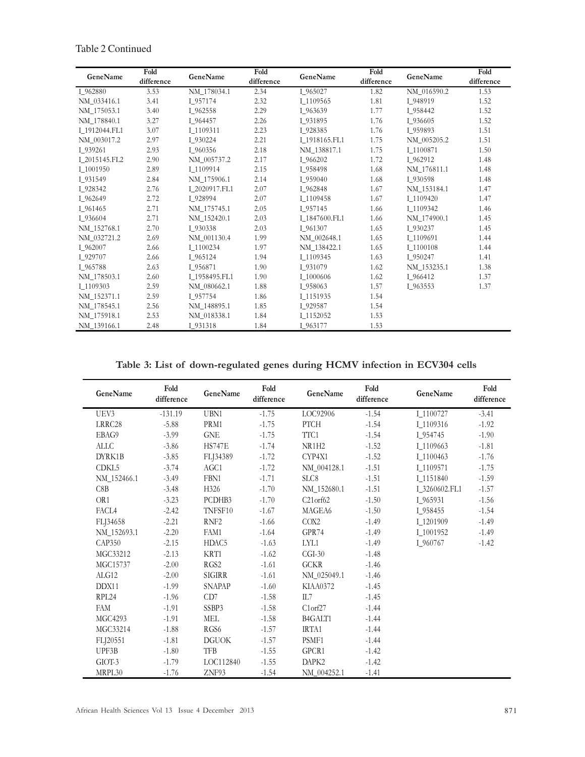Table 2 Continued

| GeneName | Fold difference | GeneName | Fold difference | GeneName | Fold difference | GeneName | Fold difference |
|---|---|---|---|---|---|---|---|
| I_962880 | 3.53 | NM_178034.1 | 2.34 | I_965027 | 1.82 | NM_016590.2 | 1.53 |
| NM_033416.1 | 3.41 | I_957174 | 2.32 | I_1109565 | 1.81 | I_948919 | 1.52 |
| NM_175053.1 | 3.40 | I_962558 | 2.29 | I_963639 | 1.77 | I_958442 | 1.52 |
| NM_178840.1 | 3.27 | I_964457 | 2.26 | I_931895 | 1.76 | I_936605 | 1.52 |
| I_1912044.FL1 | 3.07 | I_1109311 | 2.23 | I_928385 | 1.76 | I_959893 | 1.51 |
| NM_003017.2 | 2.97 | I_930224 | 2.21 | I_1918165.FL1 | 1.75 | NM_005205.2 | 1.51 |
| I_939261 | 2.93 | I_960356 | 2.18 | NM_138817.1 | 1.75 | I_1100871 | 1.50 |
| I_2015145.FL2 | 2.90 | NM_005737.2 | 2.17 | I_966202 | 1.72 | I_962912 | 1.48 |
| I_1001950 | 2.89 | I_1109914 | 2.15 | I_958498 | 1.68 | NM_176811.1 | 1.48 |
| I_931549 | 2.84 | NM_175906.1 | 2.14 | I_959040 | 1.68 | I_930598 | 1.48 |
| I_928342 | 2.76 | I_2020917.FL1 | 2.07 | I_962848 | 1.67 | NM_153184.1 | 1.47 |
| I_962649 | 2.72 | I_928994 | 2.07 | I_1109458 | 1.67 | I_1109420 | 1.47 |
| I_961465 | 2.71 | NM_175745.1 | 2.05 | I_957145 | 1.66 | I_1109342 | 1.46 |
| I_936604 | 2.71 | NM_152420.1 | 2.03 | I_1847600.FL1 | 1.66 | NM_174900.1 | 1.45 |
| NM_152768.1 | 2.70 | I_930338 | 2.03 | I_961307 | 1.65 | I_930237 | 1.45 |
| NM_032721.2 | 2.69 | NM_001130.4 | 1.99 | NM_002648.1 | 1.65 | I_1109691 | 1.44 |
| I_962007 | 2.66 | I_1100234 | 1.97 | NM_138422.1 | 1.65 | I_1100108 | 1.44 |
| I_929707 | 2.66 | I_965124 | 1.94 | I_1109345 | 1.63 | I_950247 | 1.41 |
| I_965788 | 2.63 | I_956871 | 1.90 | I_931079 | 1.62 | NM_153235.1 | 1.38 |
| NM_178503.1 | 2.60 | I_1958495.FL1 | 1.90 | I_1000606 | 1.62 | I_966412 | 1.37 |
| I_1109303 | 2.59 | NM_080662.1 | 1.88 | I_958063 | 1.57 | I_963553 | 1.37 |
| NM_152371.1 | 2.59 | I_957754 | 1.86 | I_1151935 | 1.54 | | |
| NM_178545.1 | 2.56 | NM_148895.1 | 1.85 | I_929587 | 1.54 | | |
| NM_175918.1 | 2.53 | NM_018338.1 | 1.84 | I_1152052 | 1.53 | | |
| NM_139166.1 | 2.48 | I_931318 | 1.84 | I_963177 | 1.53 | | |

**Table 3: List of down-regulated genes during HCMV infection in ECV304 cells**

| GeneName | Fold difference | GeneName | Fold difference | GeneName | Fold difference | GeneName | Fold difference |
|---|---|---|---|---|---|---|---|
| UEV3 | -131.19 | UBN1 | -1.75 | LOC92906 | -1.54 | I_1100727 | -3.41 |
| LRRC28 | -5.88 | PRM1 | -1.75 | PTCH | -1.54 | I_1109316 | -1.92 |
| EBAG9 | -3.99 | GNE | -1.75 | TTC1 | -1.54 | I_954745 | -1.90 |
| ALLC | -3.86 | HS747E | -1.74 | NR1H2 | -1.52 | I_1109663 | -1.81 |
| DYRK1B | -3.85 | FLJ34389 | -1.72 | CYP4X1 | -1.52 | I_1100463 | -1.76 |
| CDKL5 | -3.74 | AGC1 | -1.72 | NM_004128.1 | -1.51 | I_1109571 | -1.75 |
| NM_152466.1 | -3.49 | FBN1 | -1.71 | SLC8 | -1.51 | I_1151840 | -1.59 |
| C8B | -3.48 | H326 | -1.70 | NM_152680.1 | -1.51 | I_3260602.FL1 | -1.57 |
| OR1 | -3.23 | PCDHB3 | -1.70 | C21orf62 | -1.50 | I_965931 | -1.56 |
| FACL4 | -2.42 | TNFSF10 | -1.67 | MAGEA6 | -1.50 | I_958455 | -1.54 |
| FLJ34658 | -2.21 | RNF2 | -1.66 | COX2 | -1.49 | I_1201909 | -1.49 |
| NM_152693.1 | -2.20 | FAM1 | -1.64 | GPR74 | -1.49 | I_1001952 | -1.49 |
| CAP350 | -2.15 | HDAC5 | -1.63 | LYL1 | -1.49 | I_960767 | -1.42 |
| MGC33212 | -2.13 | KRT1 | -1.62 | CGI-30 | -1.48 | | |
| MGC15737 | -2.00 | RGS2 | -1.61 | GCKR | -1.46 | | |
| ALG12 | -2.00 | SIGIRR | -1.61 | NM_025049.1 | -1.46 | | |
| DDX11 | -1.99 | SNAPAP | -1.60 | KIAA0372 | -1.45 | | |
| RPL24 | -1.96 | CD7 | -1.58 | IL7 | -1.45 | | |
| FAM | -1.91 | SSBP3 | -1.58 | C1orf27 | -1.44 | | |
| MGC4293 | -1.91 | MEL | -1.58 | B4GALT1 | -1.44 | | |
| MGC33214 | -1.88 | RGS6 | -1.57 | IRTA1 | -1.44 | | |
| FLJ20551 | -1.81 | DGUOK | -1.57 | PSMF1 | -1.44 | | |
| UPF3B | -1.80 | TFB | -1.55 | GPCR1 | -1.42 | | |
| GIOT-3 | -1.79 | LOC112840 | -1.55 | DAPK2 | -1.42 | | |
| MRPL30 | -1.76 | ZNF93 | -1.54 | NM_004252.1 | -1.41 | | |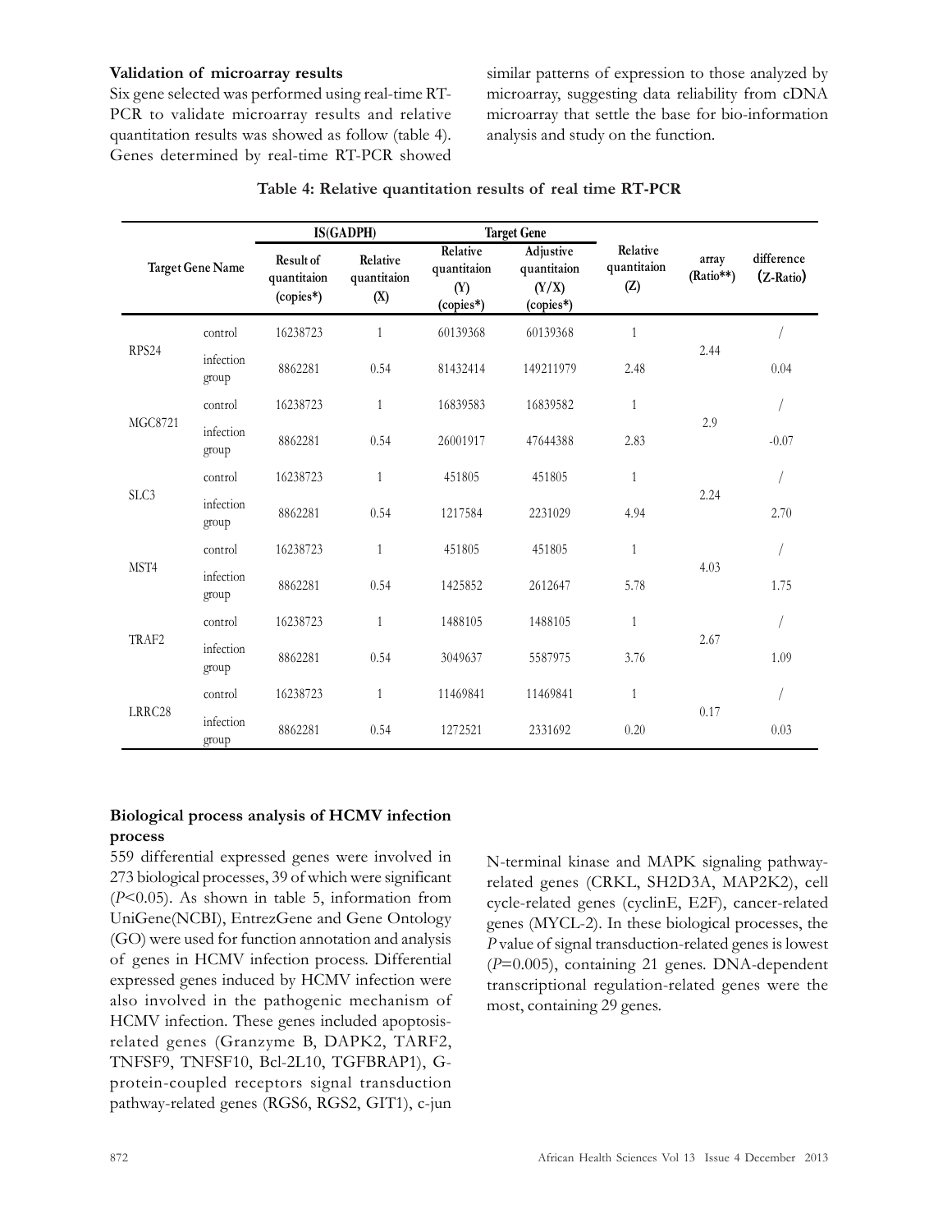**Validation of microarray results**

Six gene selected was performed using real-time RT-PCR to validate microarray results and relative quantitation results was showed as follow (table 4). Genes determined by real-time RT-PCR showed similar patterns of expression to those analyzed by microarray, suggesting data reliability from cDNA microarray that settle the base for bio-information analysis and study on the function.

**Table 4: Relative quantitation results of real time RT-PCR**

| Target Gene Name | | IS(GADPH) | | Target Gene | | Relative quantitaion (Z) | array (Ratio**) | difference (Z-Ratio) |
|---|---|---|---|---|---|---|---|---|
| | | Result of quantitaion (copies*) | Relative quantitaion (X) | Relative quantitaion (Y) (copies*) | Adjustive quantitaion (Y/X) (copies*) | | | |
| RPS24 | control | 16238723 | 1 | 60139368 | 60139368 | 1 | 2.44 | / |
| | infection group | 8862281 | 0.54 | 81432414 | 149211979 | 2.48 | | 0.04 |
| MGC8721 | control | 16238723 | 1 | 16839583 | 16839582 | 1 | 2.9 | / |
| | infection group | 8862281 | 0.54 | 26001917 | 47644388 | 2.83 | | -0.07 |
| SLC3 | control | 16238723 | 1 | 451805 | 451805 | 1 | 2.24 | / |
| | infection group | 8862281 | 0.54 | 1217584 | 2231029 | 4.94 | | 2.70 |
| MST4 | control | 16238723 | 1 | 451805 | 451805 | 1 | 4.03 | / |
| | infection group | 8862281 | 0.54 | 1425852 | 2612647 | 5.78 | | 1.75 |
| TRAF2 | control | 16238723 | 1 | 1488105 | 1488105 | 1 | 2.67 | / |
| | infection group | 8862281 | 0.54 | 3049637 | 5587975 | 3.76 | | 1.09 |
| LRRC28 | control | 16238723 | 1 | 11469841 | 11469841 | 1 | 0.17 | / |
| | infection group | 8862281 | 0.54 | 1272521 | 2331692 | 0.20 | | 0.03 |

**Biological process analysis of HCMV infection process**

559 differential expressed genes were involved in 273 biological processes, 39 of which were significant ($P<0.05$). As shown in table 5, information from UniGene(NCBI), EntrezGene and Gene Ontology (GO) were used for function annotation and analysis of genes in HCMV infection process. Differential expressed genes induced by HCMV infection were also involved in the pathogenic mechanism of HCMV infection. These genes included apoptosis-related genes (Granzyme B, DAPK2, TARF2, TNFSF9, TNFSF10, Bcl-2L10, TGFBRAP1), G-protein-coupled receptors signal transduction pathway-related genes (RGS6, RGS2, GIT1), c-jun N-terminal kinase and MAPK signaling pathway-related genes (CRKL, SH2D3A, MAP2K2), cell cycle-related genes (cyclinE, E2F), cancer-related genes (MYCL-2). In these biological processes, the *P* value of signal transduction-related genes is lowest ($P=0.005$), containing 21 genes. DNA-dependent transcriptional regulation-related genes were the most, containing 29 genes.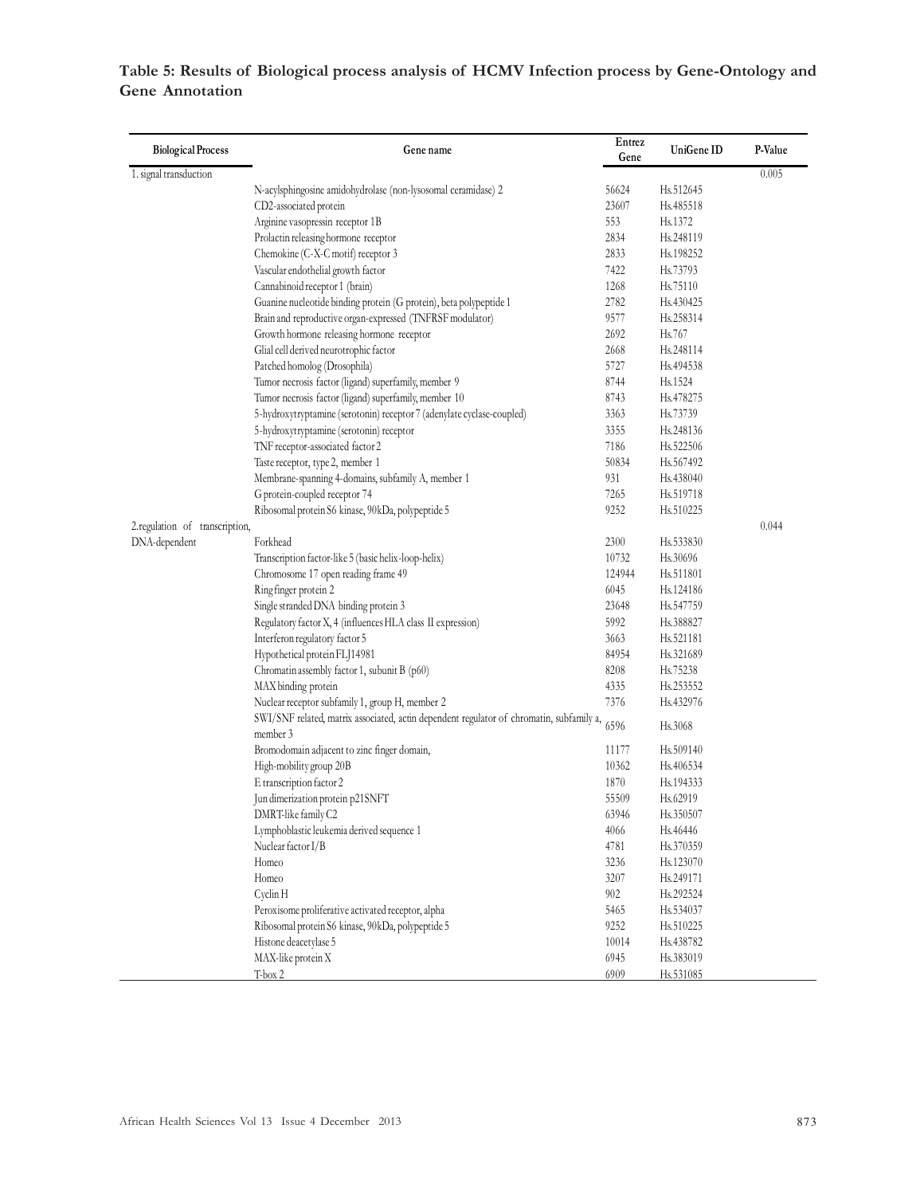**Table 5: Results of Biological process analysis of HCMV Infection process by Gene-Ontology and Gene Annotation**

| Biological Process | Gene name | Entrez Gene | UniGene ID | P-Value |
|---|---|---|---|---|
| 1. signal transduction | | | | 0.005 |
| | N-acylsphingosine amidohydrolase (non-lysosomal ceramidase) 2 | 56624 | Hs.512645 | |
| | CD2-associated protein | 23607 | Hs.485518 | |
| | Arginine vasopressin receptor 1B | 553 | Hs.1372 | |
| | Prolactin releasing hormone receptor | 2834 | Hs.248119 | |
| | Chemokine (C-X-C motif) receptor 3 | 2833 | Hs.198252 | |
| | Vascular endothelial growth factor | 7422 | Hs.73793 | |
| | Cannabinoid receptor 1 (brain) | 1268 | Hs.75110 | |
| | Guanine nucleotide binding protein (G protein), beta polypeptide 1 | 2782 | Hs.430425 | |
| | Brain and reproductive organ-expressed (TNFRSF modulator) | 9577 | Hs.258314 | |
| | Growth hormone releasing hormone receptor | 2692 | Hs.767 | |
| | Glial cell derived neurotrophic factor | 2668 | Hs.248114 | |
| | Patched homolog (Drosophila) | 5727 | Hs.494538 | |
| | Tumor necrosis factor (ligand) superfamily, member 9 | 8744 | Hs.1524 | |
| | Tumor necrosis factor (ligand) superfamily, member 10 | 8743 | Hs.478275 | |
| | 5-hydroxytryptamine (serotonin) receptor 7 (adenylate cyclase-coupled) | 3363 | Hs.73739 | |
| | 5-hydroxytryptamine (serotonin) receptor | 3355 | Hs.248136 | |
| | TNF receptor-associated factor 2 | 7186 | Hs.522506 | |
| | Taste receptor, type 2, member 1 | 50834 | Hs.567492 | |
| | Membrane-spanning 4-domains, subfamily A, member 1 | 931 | Hs.438040 | |
| | G protein-coupled receptor 74 | 7265 | Hs.519718 | |
| | Ribosomal protein S6 kinase, 90kDa, polypeptide 5 | 9252 | Hs.510225 | |
| 2.regulation of transcription, DNA-dependent | | | | 0.044 |
| | Forkhead | 2300 | Hs.533830 | |
| | Transcription factor-like 5 (basic helix-loop-helix) | 10732 | Hs.30696 | |
| | Chromosome 17 open reading frame 49 | 124944 | Hs.511801 | |
| | Ring finger protein 2 | 6045 | Hs.124186 | |
| | Single stranded DNA binding protein 3 | 23648 | Hs.547759 | |
| | Regulatory factor X, 4 (influences HLA class II expression) | 5992 | Hs.388827 | |
| | Interferon regulatory factor 5 | 3663 | Hs.521181 | |
| | Hypothetical protein FLJ14981 | 84954 | Hs.321689 | |
| | Chromatin assembly factor 1, subunit B (p60) | 8208 | Hs.75238 | |
| | MAX binding protein | 4335 | Hs.253552 | |
| | Nuclear receptor subfamily 1, group H, member 2 | 7376 | Hs.432976 | |
| | SWI/SNF related, matrix associated, actin dependent regulator of chromatin, subfamily a, member 3 | 6596 | Hs.3068 | |
| | Bromodomain adjacent to zinc finger domain, | 11177 | Hs.509140 | |
| | High-mobility group 20B | 10362 | Hs.406534 | |
| | E transcription factor 2 | 1870 | Hs.194333 | |
| | Jun dimerization protein p21SNFT | 55509 | Hs.62919 | |
| | DMRT-like family C2 | 63946 | Hs.350507 | |
| | Lymphoblastic leukemia derived sequence 1 | 4066 | Hs.46446 | |
| | Nuclear factor I/B | 4781 | Hs.370359 | |
| | Homeo | 3236 | Hs.123070 | |
| | Homeo | 3207 | Hs.249171 | |
| | Cyclin H | 902 | Hs.292524 | |
| | Peroxisome proliferative activated receptor, alpha | 5465 | Hs.534037 | |
| | Ribosomal protein S6 kinase, 90kDa, polypeptide 5 | 9252 | Hs.510225 | |
| | Histone deacetylase 5 | 10014 | Hs.438782 | |
| | MAX-like protein X | 6945 | Hs.383019 | |
| | T-box 2 | 6909 | Hs.531085 | |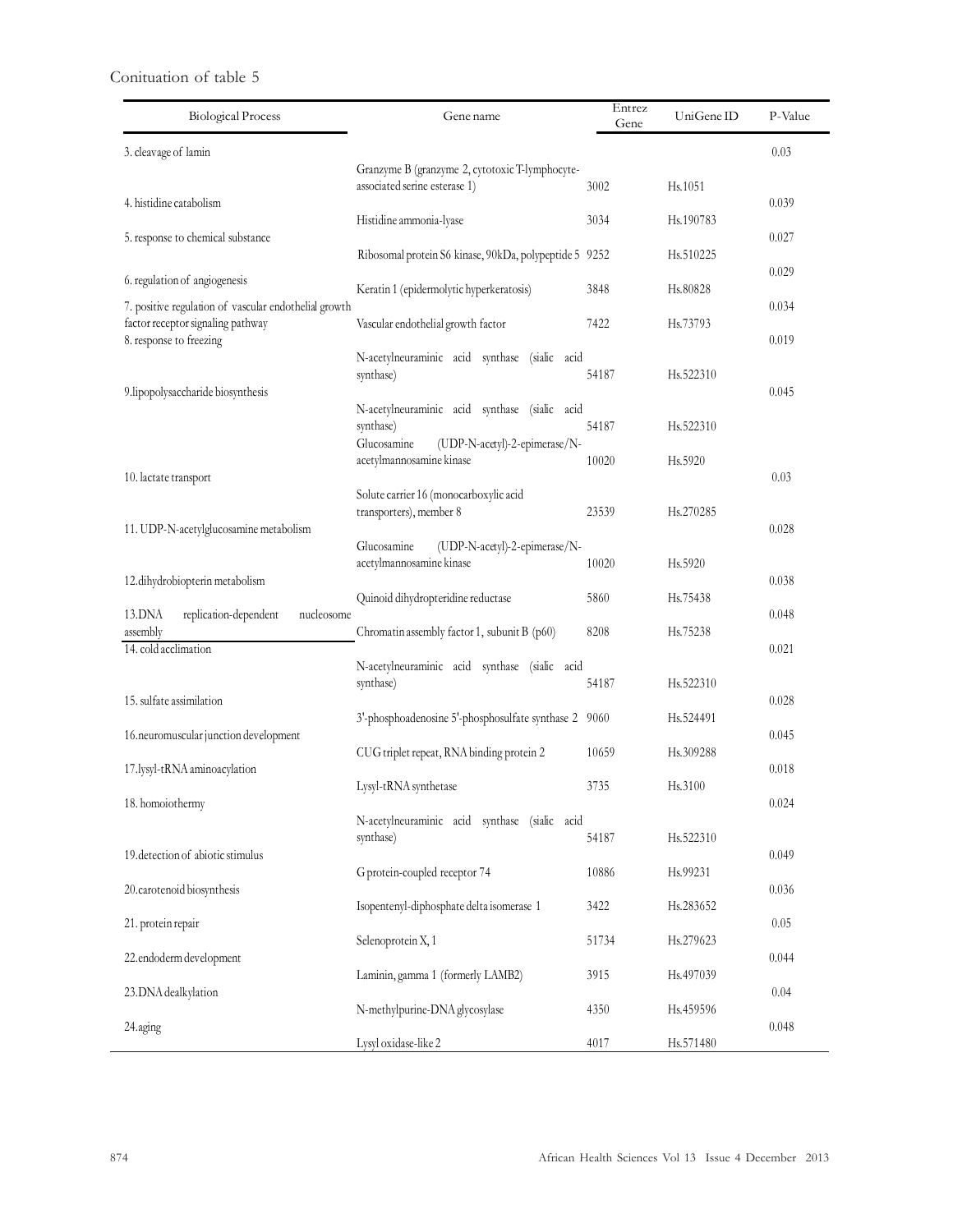Conituation of table 5

| Biological Process | Gene name | Entrez Gene | UniGene ID | P-Value |
|---|---|---|---|---|
| 3. cleavage of lamin | | | | 0.03 |
| | Granzyme B (granzyme 2, cytotoxic T-lymphocyte-associated serine esterase 1) | 3002 | Hs.1051 | |
| 4. histidine catabolism | | | | 0.039 |
| | Histidine ammonia-lyase | 3034 | Hs.190783 | |
| 5. response to chemical substance | | | | 0.027 |
| | Ribosomal protein S6 kinase, 90kDa, polypeptide 5 | 9252 | Hs.510225 | |
| 6. regulation of angiogenesis | | | | 0.029 |
| | Keratin 1 (epidermolytic hyperkeratosis) | 3848 | Hs.80828 | |
| 7. positive regulation of vascular endothelial growth factor receptor signaling pathway | | | | 0.034 |
| | Vascular endothelial growth factor | 7422 | Hs.73793 | |
| 8. response to freezing | | | | 0.019 |
| | N-acetylneuraminic acid synthase (sialic acid synthase) | 54187 | Hs.522310 | |
| 9.lipopolysaccharide biosynthesis | | | | 0.045 |
| | N-acetylneuraminic acid synthase (sialic acid synthase) | 54187 | Hs.522310 | |
| | Glucosamine (UDP-N-acetyl)-2-epimerase/N-acetylmannosamine kinase | 10020 | Hs.5920 | |
| 10. lactate transport | | | | 0.03 |
| | Solute carrier 16 (monocarboxylic acid transporters), member 8 | 23539 | Hs.270285 | |
| 11. UDP-N-acetylglucosamine metabolism | | | | 0.028 |
| | Glucosamine (UDP-N-acetyl)-2-epimerase/N-acetylmannosamine kinase | 10020 | Hs.5920 | |
| 12.dihydrobiopterin metabolism | | | | 0.038 |
| | Quinoid dihydropteridine reductase | 5860 | Hs.75438 | |
| 13.DNA replication-dependent nucleosome assembly | | | | 0.048 |
| | Chromatin assembly factor 1, subunit B (p60) | 8208 | Hs.75238 | |
| 14. cold acclimation | | | | 0.021 |
| | N-acetylneuraminic acid synthase (sialic acid synthase) | 54187 | Hs.522310 | |
| 15. sulfate assimilation | | | | 0.028 |
| | 3'-phosphoadenosine 5'-phosphosulfate synthase 2 | 9060 | Hs.524491 | |
| 16.neuromuscular junction development | | | | 0.045 |
| | CUG triplet repeat, RNA binding protein 2 | 10659 | Hs.309288 | |
| 17.lysyl-tRNA aminoacylation | | | | 0.018 |
| | Lysyl-tRNA synthetase | 3735 | Hs.3100 | |
| 18. homoiothermy | | | | 0.024 |
| | N-acetylneuraminic acid synthase (sialic acid synthase) | 54187 | Hs.522310 | |
| 19.detection of abiotic stimulus | | | | 0.049 |
| | G protein-coupled receptor 74 | 10886 | Hs.99231 | |
| 20.carotenoid biosynthesis | | | | 0.036 |
| | Isopentenyl-diphosphate delta isomerase 1 | 3422 | Hs.283652 | |
| 21. protein repair | | | | 0.05 |
| | Selenoprotein X, 1 | 51734 | Hs.279623 | |
| 22.endoderm development | | | | 0.044 |
| | Laminin, gamma 1 (formerly LAMB2) | 3915 | Hs.497039 | |
| 23.DNA dealkylation | | | | 0.04 |
| | N-methylpurine-DNA glycosylase | 4350 | Hs.459596 | |
| 24.aging | | | | 0.048 |
| | Lysyl oxidase-like 2 | 4017 | Hs.571480 | |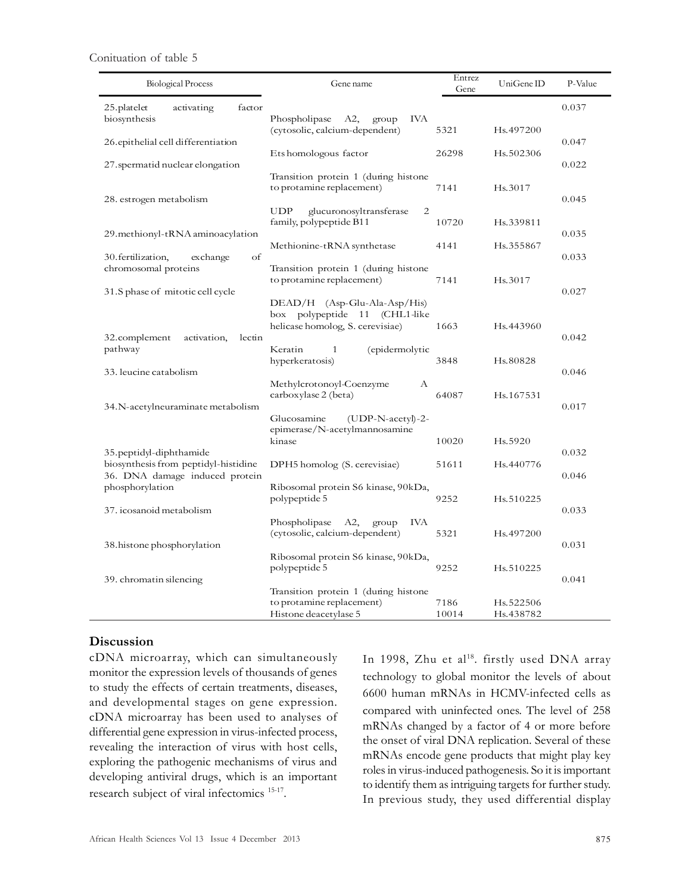Conituation of table 5

| Biological Process | Gene name | Entrez Gene | UniGene ID | P-Value |
|---|---|---|---|---|
| 25.platelet activating factor biosynthesis | Phospholipase A2, group IVA (cytosolic, calcium-dependent) | 5321 | Hs.497200 | 0.037 |
| 26.epithelial cell differentiation | Ets homologous factor | 26298 | Hs.502306 | 0.047 |
| 27.spermatid nuclear elongation | Transition protein 1 (during histone to protamine replacement) | 7141 | Hs.3017 | 0.022 |
| 28. estrogen metabolism | UDP glucuronosyltransferase 2 family, polypeptide B11 | 10720 | Hs.339811 | 0.045 |
| 29.methionyl-tRNA aminoacylation | Methionine-tRNA synthetase | 4141 | Hs.355867 | 0.035 |
| 30.fertilization, exchange of chromosomal proteins | Transition protein 1 (during histone to protamine replacement) | 7141 | Hs.3017 | 0.033 |
| 31.S phase of mitotic cell cycle | DEAD/H (Asp-Glu-Ala-Asp/His) box polypeptide 11 (CHL1-like helicase homolog, S. cerevisiae) | 1663 | Hs.443960 | 0.027 |
| 32.complement activation, lectin pathway | Keratin 1 (epidermolytic hyperkeratosis) | 3848 | Hs.80828 | 0.042 |
| 33. leucine catabolism | Methylcrotonoyl-Coenzyme A carboxylase 2 (beta) | 64087 | Hs.167531 | 0.046 |
| 34.N-acetylneuraminate metabolism | Glucosamine (UDP-N-acetyl)-2-epimerase/N-acetylmannosamine kinase | 10020 | Hs.5920 | 0.017 |
| 35.peptidyl-diphthamide biosynthesis from peptidyl-histidine | DPH5 homolog (S. cerevisiae) | 51611 | Hs.440776 | 0.032 |
| 36. DNA damage induced protein phosphorylation | Ribosomal protein S6 kinase, 90kDa, polypeptide 5 | 9252 | Hs.510225 | 0.046 |
| 37. icosanoid metabolism | Phospholipase A2, group IVA (cytosolic, calcium-dependent) | 5321 | Hs.497200 | 0.033 |
| 38.histone phosphorylation | Ribosomal protein S6 kinase, 90kDa, polypeptide 5 | 9252 | Hs.510225 | 0.031 |
| 39. chromatin silencing | Transition protein 1 (during histone to protamine replacement) | 7186 | Hs.522506 | 0.041 |
| | Histone deacetylase 5 | 10014 | Hs.438782 | |

## Discussion

cDNA microarray, which can simultaneously monitor the expression levels of thousands of genes to study the effects of certain treatments, diseases, and developmental stages on gene expression. cDNA microarray has been used to analyses of differential gene expression in virus-infected process, revealing the interaction of virus with host cells, exploring the pathogenic mechanisms of virus and developing antiviral drugs, which is an important research subject of viral infectomics [15-17].

In 1998, Zhu et al[18]. firstly used DNA array technology to global monitor the levels of about 6600 human mRNAs in HCMV-infected cells as compared with uninfected ones. The level of 258 mRNAs changed by a factor of 4 or more before the onset of viral DNA replication. Several of these mRNAs encode gene products that might play key roles in virus-induced pathogenesis. So it is important to identify them as intriguing targets for further study. In previous study, they used differential display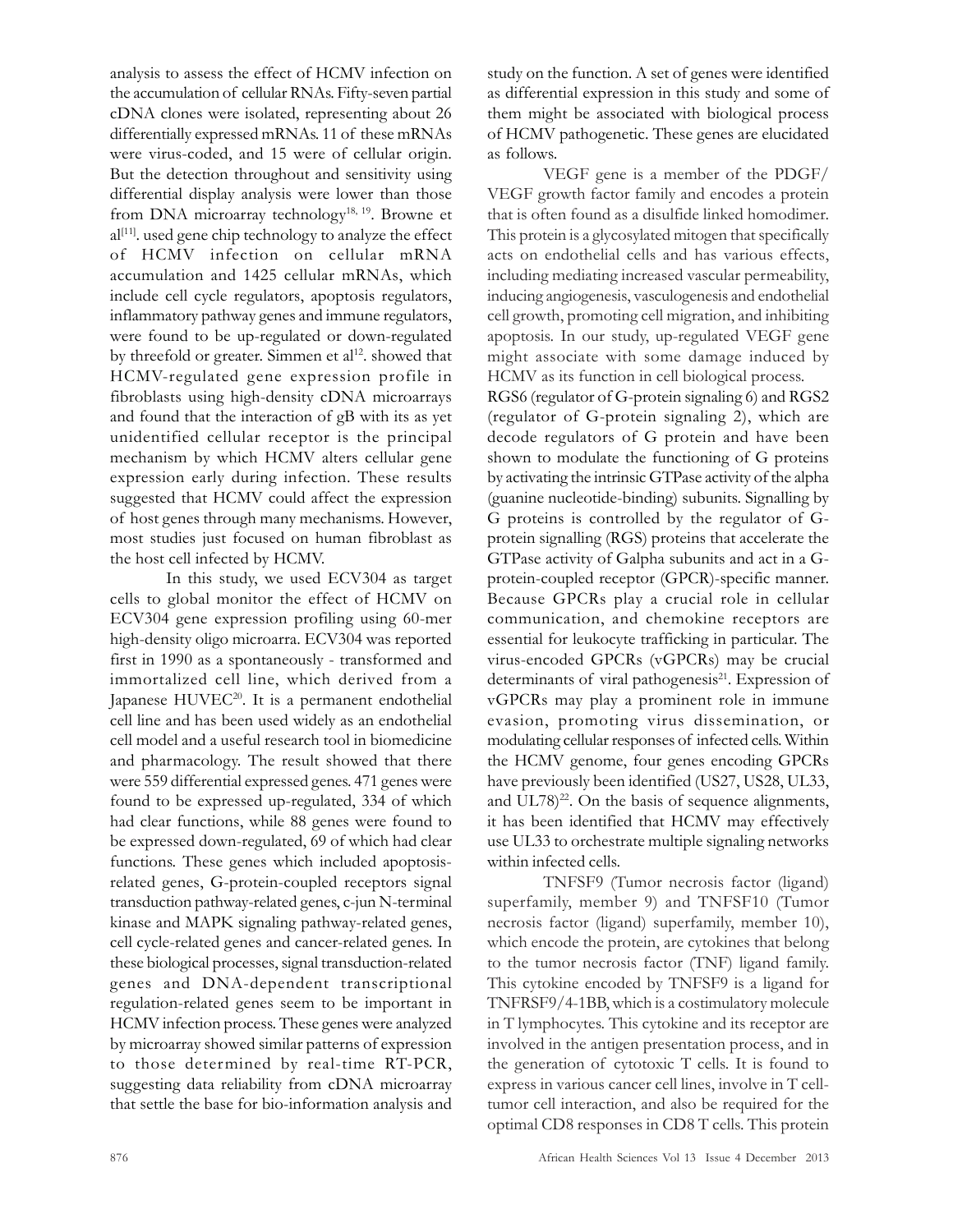analysis to assess the effect of HCMV infection on the accumulation of cellular RNAs. Fifty-seven partial cDNA clones were isolated, representing about 26 differentially expressed mRNAs. 11 of these mRNAs were virus-coded, and 15 were of cellular origin. But the detection throughout and sensitivity using differential display analysis were lower than those from DNA microarray technology[18, 19]. Browne et al[11]. used gene chip technology to analyze the effect of HCMV infection on cellular mRNA accumulation and 1425 cellular mRNAs, which include cell cycle regulators, apoptosis regulators, inflammatory pathway genes and immune regulators, were found to be up-regulated or down-regulated by threefold or greater. Simmen et al[12]. showed that HCMV-regulated gene expression profile in fibroblasts using high-density cDNA microarrays and found that the interaction of gB with its as yet unidentified cellular receptor is the principal mechanism by which HCMV alters cellular gene expression early during infection. These results suggested that HCMV could affect the expression of host genes through many mechanisms. However, most studies just focused on human fibroblast as the host cell infected by HCMV.

In this study, we used ECV304 as target cells to global monitor the effect of HCMV on ECV304 gene expression profiling using 60-mer high-density oligo microarra. ECV304 was reported first in 1990 as a spontaneously - transformed and immortalized cell line, which derived from a Japanese HUVEC[20]. It is a permanent endothelial cell line and has been used widely as an endothelial cell model and a useful research tool in biomedicine and pharmacology. The result showed that there were 559 differential expressed genes. 471 genes were found to be expressed up-regulated, 334 of which had clear functions, while 88 genes were found to be expressed down-regulated, 69 of which had clear functions. These genes which included apoptosis-related genes, G-protein-coupled receptors signal transduction pathway-related genes, c-jun N-terminal kinase and MAPK signaling pathway-related genes, cell cycle-related genes and cancer-related genes. In these biological processes, signal transduction-related genes and DNA-dependent transcriptional regulation-related genes seem to be important in HCMV infection process. These genes were analyzed by microarray showed similar patterns of expression to those determined by real-time RT-PCR, suggesting data reliability from cDNA microarray that settle the base for bio-information analysis and study on the function. A set of genes were identified as differential expression in this study and some of them might be associated with biological process of HCMV pathogenetic. These genes are elucidated as follows.

VEGF gene is a member of the PDGF/VEGF growth factor family and encodes a protein that is often found as a disulfide linked homodimer. This protein is a glycosylated mitogen that specifically acts on endothelial cells and has various effects, including mediating increased vascular permeability, inducing angiogenesis, vasculogenesis and endothelial cell growth, promoting cell migration, and inhibiting apoptosis. In our study, up-regulated VEGF gene might associate with some damage induced by HCMV as its function in cell biological process.

RGS6 (regulator of G-protein signaling 6) and RGS2 (regulator of G-protein signaling 2), which are decode regulators of G protein and have been shown to modulate the functioning of G proteins by activating the intrinsic GTPase activity of the alpha (guanine nucleotide-binding) subunits. Signalling by G proteins is controlled by the regulator of G-protein signalling (RGS) proteins that accelerate the GTPase activity of Galpha subunits and act in a G-protein-coupled receptor (GPCR)-specific manner. Because GPCRs play a crucial role in cellular communication, and chemokine receptors are essential for leukocyte trafficking in particular. The virus-encoded GPCRs (vGPCRs) may be crucial determinants of viral pathogenesis[21]. Expression of vGPCRs may play a prominent role in immune evasion, promoting virus dissemination, or modulating cellular responses of infected cells. Within the HCMV genome, four genes encoding GPCRs have previously been identified (US27, US28, UL33, and UL78)[22]. On the basis of sequence alignments, it has been identified that HCMV may effectively use UL33 to orchestrate multiple signaling networks within infected cells.

TNFSF9 (Tumor necrosis factor (ligand) superfamily, member 9) and TNFSF10 (Tumor necrosis factor (ligand) superfamily, member 10), which encode the protein, are cytokines that belong to the tumor necrosis factor (TNF) ligand family. This cytokine encoded by TNFSF9 is a ligand for TNFRSF9/4-1BB, which is a costimulatory molecule in T lymphocytes. This cytokine and its receptor are involved in the antigen presentation process, and in the generation of cytotoxic T cells. It is found to express in various cancer cell lines, involve in T cell-tumor cell interaction, and also be required for the optimal CD8 responses in CD8 T cells. This protein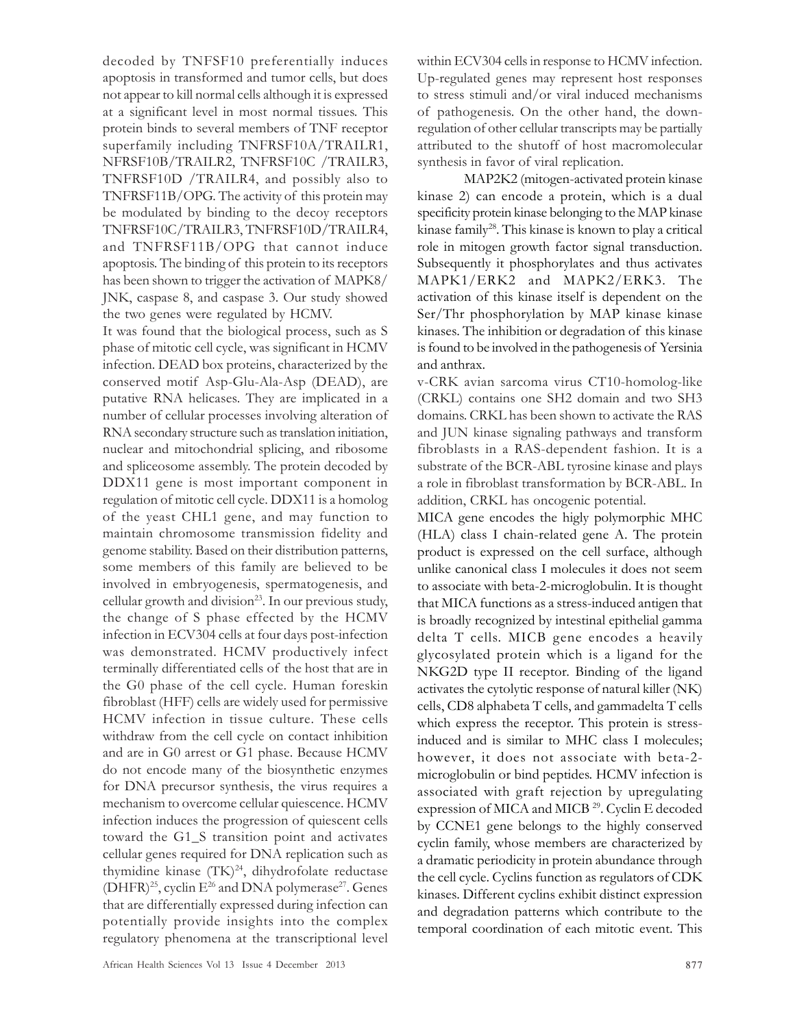decoded by TNFSF10 preferentially induces apoptosis in transformed and tumor cells, but does not appear to kill normal cells although it is expressed at a significant level in most normal tissues. This protein binds to several members of TNF receptor superfamily including TNFRSF10A/TRAILR1, NFRSF10B/TRAILR2, TNFRSF10C /TRAILR3, TNFRSF10D /TRAILR4, and possibly also to TNFRSF11B/OPG. The activity of this protein may be modulated by binding to the decoy receptors TNFRSF10C/TRAILR3, TNFRSF10D/TRAILR4, and TNFRSF11B/OPG that cannot induce apoptosis. The binding of this protein to its receptors has been shown to trigger the activation of MAPK8/JNK, caspase 8, and caspase 3. Our study showed the two genes were regulated by HCMV.

It was found that the biological process, such as S phase of mitotic cell cycle, was significant in HCMV infection. DEAD box proteins, characterized by the conserved motif Asp-Glu-Ala-Asp (DEAD), are putative RNA helicases. They are implicated in a number of cellular processes involving alteration of RNA secondary structure such as translation initiation, nuclear and mitochondrial splicing, and ribosome and spliceosome assembly. The protein decoded by DDX11 gene is most important component in regulation of mitotic cell cycle. DDX11 is a homolog of the yeast CHL1 gene, and may function to maintain chromosome transmission fidelity and genome stability. Based on their distribution patterns, some members of this family are believed to be involved in embryogenesis, spermatogenesis, and cellular growth and division[23]. In our previous study, the change of S phase effected by the HCMV infection in ECV304 cells at four days post-infection was demonstrated. HCMV productively infect terminally differentiated cells of the host that are in the G0 phase of the cell cycle. Human foreskin fibroblast (HFF) cells are widely used for permissive HCMV infection in tissue culture. These cells withdraw from the cell cycle on contact inhibition and are in G0 arrest or G1 phase. Because HCMV do not encode many of the biosynthetic enzymes for DNA precursor synthesis, the virus requires a mechanism to overcome cellular quiescence. HCMV infection induces the progression of quiescent cells toward the G1_S transition point and activates cellular genes required for DNA replication such as thymidine kinase (TK)[24], dihydrofolate reductase (DHFR)[25], cyclin E[26] and DNA polymerase[27]. Genes that are differentially expressed during infection can potentially provide insights into the complex regulatory phenomena at the transcriptional level within ECV304 cells in response to HCMV infection. Up-regulated genes may represent host responses to stress stimuli and/or viral induced mechanisms of pathogenesis. On the other hand, the down-regulation of other cellular transcripts may be partially attributed to the shutoff of host macromolecular synthesis in favor of viral replication.

MAP2K2 (mitogen-activated protein kinase kinase 2) can encode a protein, which is a dual specificity protein kinase belonging to the MAP kinase kinase family[28]. This kinase is known to play a critical role in mitogen growth factor signal transduction. Subsequently it phosphorylates and thus activates MAPK1/ERK2 and MAPK2/ERK3. The activation of this kinase itself is dependent on the Ser/Thr phosphorylation by MAP kinase kinase kinases. The inhibition or degradation of this kinase is found to be involved in the pathogenesis of Yersinia and anthrax.

v-CRK avian sarcoma virus CT10-homolog-like (CRKL) contains one SH2 domain and two SH3 domains. CRKL has been shown to activate the RAS and JUN kinase signaling pathways and transform fibroblasts in a RAS-dependent fashion. It is a substrate of the BCR-ABL tyrosine kinase and plays a role in fibroblast transformation by BCR-ABL. In addition, CRKL has oncogenic potential.

MICA gene encodes the higly polymorphic MHC (HLA) class I chain-related gene A. The protein product is expressed on the cell surface, although unlike canonical class I molecules it does not seem to associate with beta-2-microglobulin. It is thought that MICA functions as a stress-induced antigen that is broadly recognized by intestinal epithelial gamma delta T cells. MICB gene encodes a heavily glycosylated protein which is a ligand for the NKG2D type II receptor. Binding of the ligand activates the cytolytic response of natural killer (NK) cells, CD8 alphabeta T cells, and gammadelta T cells which express the receptor. This protein is stress-induced and is similar to MHC class I molecules; however, it does not associate with beta-2-microglobulin or bind peptides. HCMV infection is associated with graft rejection by upregulating expression of MICA and MICB [29]. Cyclin E decoded by CCNE1 gene belongs to the highly conserved cyclin family, whose members are characterized by a dramatic periodicity in protein abundance through the cell cycle. Cyclins function as regulators of CDK kinases. Different cyclins exhibit distinct expression and degradation patterns which contribute to the temporal coordination of each mitotic event. This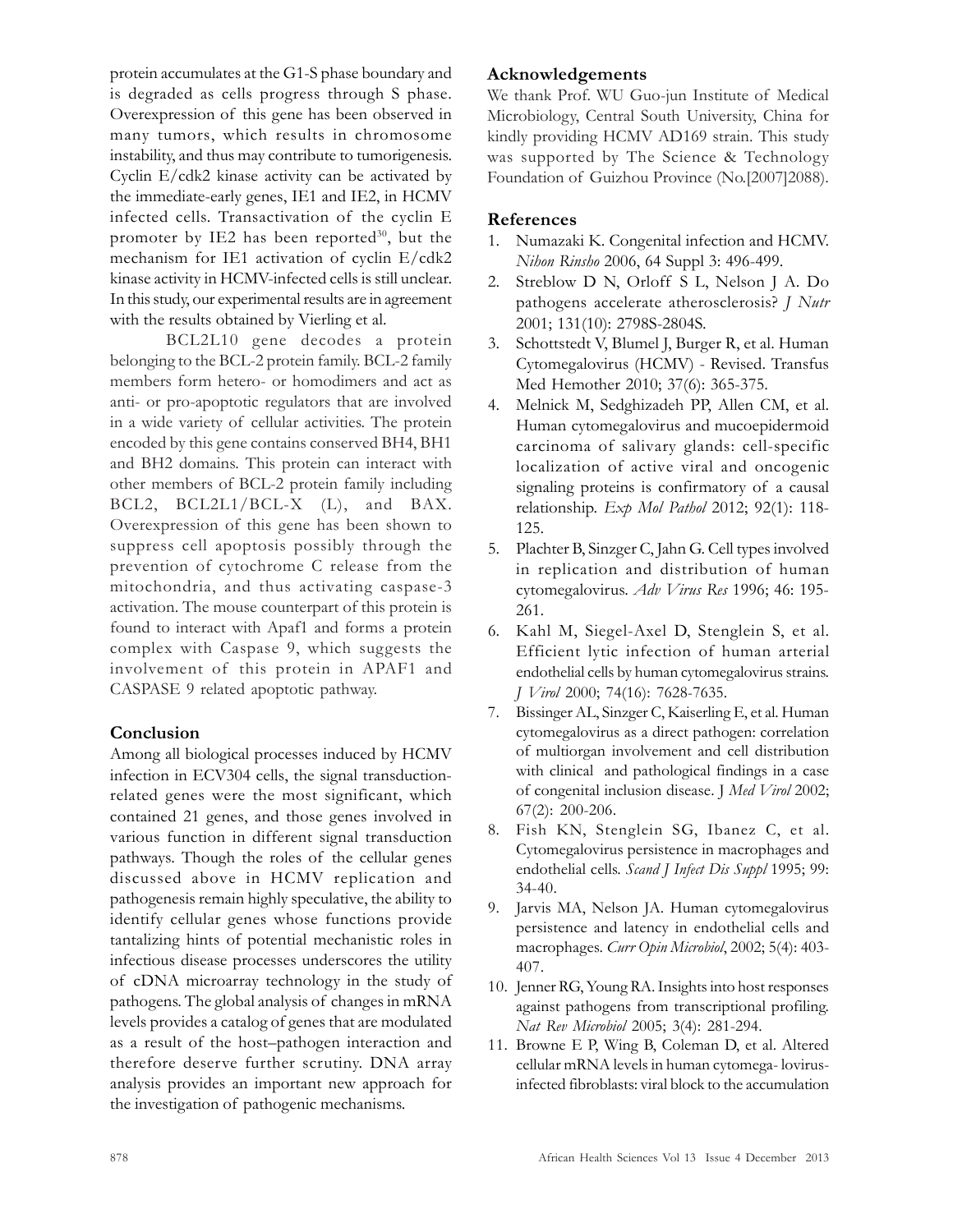protein accumulates at the G1-S phase boundary and is degraded as cells progress through S phase. Overexpression of this gene has been observed in many tumors, which results in chromosome instability, and thus may contribute to tumorigenesis. Cyclin E/cdk2 kinase activity can be activated by the immediate-early genes, IE1 and IE2, in HCMV infected cells. Transactivation of the cyclin E promoter by IE2 has been reported[30], but the mechanism for IE1 activation of cyclin E/cdk2 kinase activity in HCMV-infected cells is still unclear. In this study, our experimental results are in agreement with the results obtained by Vierling et al.

BCL2L10 gene decodes a protein belonging to the BCL-2 protein family. BCL-2 family members form hetero- or homodimers and act as anti- or pro-apoptotic regulators that are involved in a wide variety of cellular activities. The protein encoded by this gene contains conserved BH4, BH1 and BH2 domains. This protein can interact with other members of BCL-2 protein family including BCL2, BCL2L1/BCL-X (L), and BAX. Overexpression of this gene has been shown to suppress cell apoptosis possibly through the prevention of cytochrome C release from the mitochondria, and thus activating caspase-3 activation. The mouse counterpart of this protein is found to interact with Apaf1 and forms a protein complex with Caspase 9, which suggests the involvement of this protein in APAF1 and CASPASE 9 related apoptotic pathway.

## Conclusion

Among all biological processes induced by HCMV infection in ECV304 cells, the signal transduction-related genes were the most significant, which contained 21 genes, and those genes involved in various function in different signal transduction pathways. Though the roles of the cellular genes discussed above in HCMV replication and pathogenesis remain highly speculative, the ability to identify cellular genes whose functions provide tantalizing hints of potential mechanistic roles in infectious disease processes underscores the utility of cDNA microarray technology in the study of pathogens. The global analysis of changes in mRNA levels provides a catalog of genes that are modulated as a result of the host–pathogen interaction and therefore deserve further scrutiny. DNA array analysis provides an important new approach for the investigation of pathogenic mechanisms.

## Acknowledgements

We thank Prof. WU Guo-jun Institute of Medical Microbiology, Central South University, China for kindly providing HCMV AD169 strain. This study was supported by The Science & Technology Foundation of Guizhou Province (No.[2007]2088).

## References

1. Numazaki K. Congenital infection and HCMV. *Nihon Rinsho* 2006, 64 Suppl 3: 496-499.
2. Streblow D N, Orloff S L, Nelson J A. Do pathogens accelerate atherosclerosis? *J Nutr* 2001; 131(10): 2798S-2804S.
3. Schottstedt V, Blumel J, Burger R, et al. Human Cytomegalovirus (HCMV) - Revised. Transfus Med Hemother 2010; 37(6): 365-375.
4. Melnick M, Sedghizadeh PP, Allen CM, et al. Human cytomegalovirus and mucoepidermoid carcinoma of salivary glands: cell-specific localization of active viral and oncogenic signaling proteins is confirmatory of a causal relationship. *Exp Mol Pathol* 2012; 92(1): 118-125.
5. Plachter B, Sinzger C, Jahn G. Cell types involved in replication and distribution of human cytomegalovirus. *Adv Virus Res* 1996; 46: 195-261.
6. Kahl M, Siegel-Axel D, Stenglein S, et al. Efficient lytic infection of human arterial endothelial cells by human cytomegalovirus strains. *J Virol* 2000; 74(16): 7628-7635.
7. Bissinger AL, Sinzger C, Kaiserling E, et al. Human cytomegalovirus as a direct pathogen: correlation of multiorgan involvement and cell distribution with clinical and pathological findings in a case of congenital inclusion disease. J *Med Virol* 2002; 67(2): 200-206.
8. Fish KN, Stenglein SG, Ibanez C, et al. Cytomegalovirus persistence in macrophages and endothelial cells. *Scand J Infect Dis Suppl* 1995; 99: 34-40.
9. Jarvis MA, Nelson JA. Human cytomegalovirus persistence and latency in endothelial cells and macrophages. *Curr Opin Microbiol*, 2002; 5(4): 403-407.
10. Jenner RG, Young RA. Insights into host responses against pathogens from transcriptional profiling. *Nat Rev Microbiol* 2005; 3(4): 281-294.
11. Browne E P, Wing B, Coleman D, et al. Altered cellular mRNA levels in human cytomega- lovirus-infected fibroblasts: viral block to the accumulation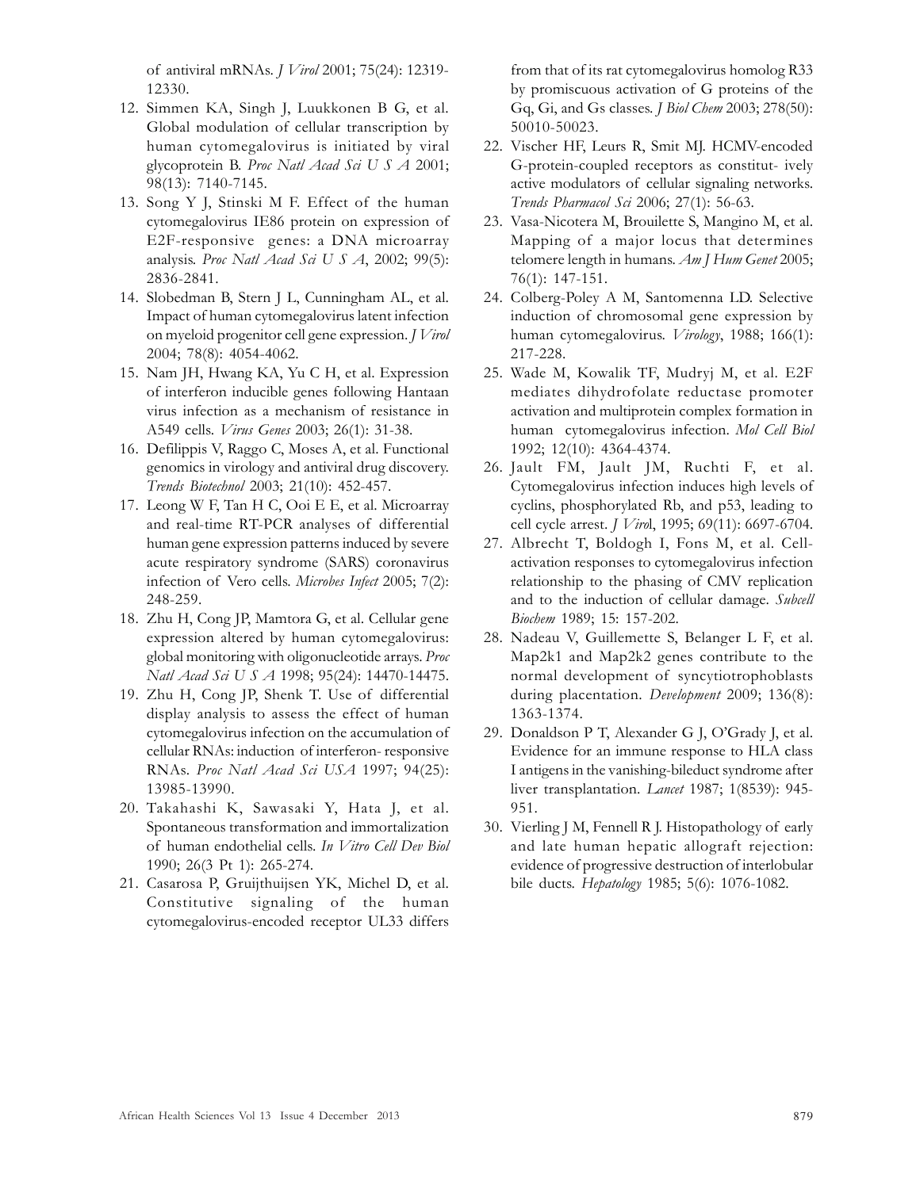of antiviral mRNAs. *J Virol* 2001; 75(24): 12319-12330.

12. Simmen KA, Singh J, Luukkonen B G, et al. Global modulation of cellular transcription by human cytomegalovirus is initiated by viral glycoprotein B. *Proc Natl Acad Sci U S A* 2001; 98(13): 7140-7145.
13. Song Y J, Stinski M F. Effect of the human cytomegalovirus IE86 protein on expression of E2F-responsive genes: a DNA microarray analysis. *Proc Natl Acad Sci U S A*, 2002; 99(5): 2836-2841.
14. Slobedman B, Stern J L, Cunningham AL, et al. Impact of human cytomegalovirus latent infection on myeloid progenitor cell gene expression. *J Virol* 2004; 78(8): 4054-4062.
15. Nam JH, Hwang KA, Yu C H, et al. Expression of interferon inducible genes following Hantaan virus infection as a mechanism of resistance in A549 cells. *Virus Genes* 2003; 26(1): 31-38.
16. Defilippis V, Raggo C, Moses A, et al. Functional genomics in virology and antiviral drug discovery. *Trends Biotechnol* 2003; 21(10): 452-457.
17. Leong W F, Tan H C, Ooi E E, et al. Microarray and real-time RT-PCR analyses of differential human gene expression patterns induced by severe acute respiratory syndrome (SARS) coronavirus infection of Vero cells. *Microbes Infect* 2005; 7(2): 248-259.
18. Zhu H, Cong JP, Mamtora G, et al. Cellular gene expression altered by human cytomegalovirus: global monitoring with oligonucleotide arrays. *Proc Natl Acad Sci U S A* 1998; 95(24): 14470-14475.
19. Zhu H, Cong JP, Shenk T. Use of differential display analysis to assess the effect of human cytomegalovirus infection on the accumulation of cellular RNAs: induction of interferon- responsive RNAs. *Proc Natl Acad Sci USA* 1997; 94(25): 13985-13990.
20. Takahashi K, Sawasaki Y, Hata J, et al. Spontaneous transformation and immortalization of human endothelial cells. *In Vitro Cell Dev Biol* 1990; 26(3 Pt 1): 265-274.
21. Casarosa P, Gruijthuijsen YK, Michel D, et al. Constitutive signaling of the human cytomegalovirus-encoded receptor UL33 differs from that of its rat cytomegalovirus homolog R33 by promiscuous activation of G proteins of the Gq, Gi, and Gs classes. *J Biol Chem* 2003; 278(50): 50010-50023.
22. Vischer HF, Leurs R, Smit MJ. HCMV-encoded G-protein-coupled receptors as constitut- ively active modulators of cellular signaling networks. *Trends Pharmacol Sci* 2006; 27(1): 56-63.
23. Vasa-Nicotera M, Brouilette S, Mangino M, et al. Mapping of a major locus that determines telomere length in humans. *Am J Hum Genet* 2005; 76(1): 147-151.
24. Colberg-Poley A M, Santomenna LD. Selective induction of chromosomal gene expression by human cytomegalovirus. *Virology*, 1988; 166(1): 217-228.
25. Wade M, Kowalik TF, Mudryj M, et al. E2F mediates dihydrofolate reductase promoter activation and multiprotein complex formation in human cytomegalovirus infection. *Mol Cell Biol* 1992; 12(10): 4364-4374.
26. Jault FM, Jault JM, Ruchti F, et al. Cytomegalovirus infection induces high levels of cyclins, phosphorylated Rb, and p53, leading to cell cycle arrest. *J Virol*, 1995; 69(11): 6697-6704.
27. Albrecht T, Boldogh I, Fons M, et al. Cell-activation responses to cytomegalovirus infection relationship to the phasing of CMV replication and to the induction of cellular damage. *Subcell Biochem* 1989; 15: 157-202.
28. Nadeau V, Guillemette S, Belanger L F, et al. Map2k1 and Map2k2 genes contribute to the normal development of syncytiotrophoblasts during placentation. *Development* 2009; 136(8): 1363-1374.
29. Donaldson P T, Alexander G J, O'Grady J, et al. Evidence for an immune response to HLA class I antigens in the vanishing-bileduct syndrome after liver transplantation. *Lancet* 1987; 1(8539): 945-951.
30. Vierling J M, Fennell R J. Histopathology of early and late human hepatic allograft rejection: evidence of progressive destruction of interlobular bile ducts. *Hepatology* 1985; 5(6): 1076-1082.